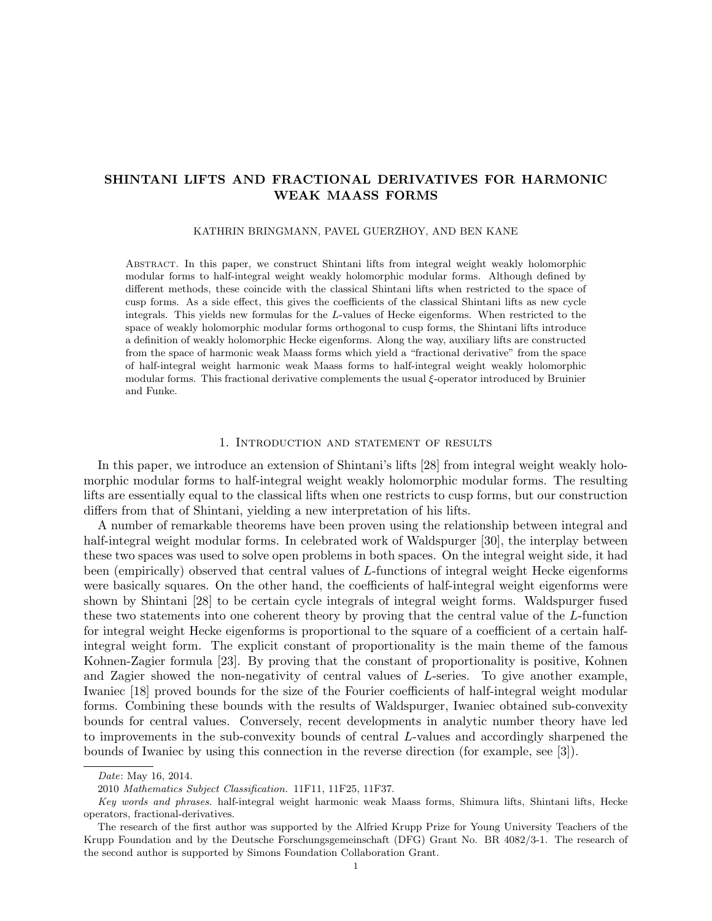# SHINTANI LIFTS AND FRACTIONAL DERIVATIVES FOR HARMONIC WEAK MAASS FORMS

KATHRIN BRINGMANN, PAVEL GUERZHOY, AND BEN KANE

Abstract. In this paper, we construct Shintani lifts from integral weight weakly holomorphic modular forms to half-integral weight weakly holomorphic modular forms. Although defined by different methods, these coincide with the classical Shintani lifts when restricted to the space of cusp forms. As a side effect, this gives the coefficients of the classical Shintani lifts as new cycle integrals. This yields new formulas for the $L$-values of Hecke eigenforms. When restricted to the space of weakly holomorphic modular forms orthogonal to cusp forms, the Shintani lifts introduce a definition of weakly holomorphic Hecke eigenforms. Along the way, auxiliary lifts are constructed from the space of harmonic weak Maass forms which yield a "fractional derivative" from the space of half-integral weight harmonic weak Maass forms to half-integral weight weakly holomorphic modular forms. This fractional derivative complements the usual $\xi$-operator introduced by Bruinier and Funke.

## 1. Introduction and statement of results

In this paper, we introduce an extension of Shintani's lifts [28] from integral weight weakly holomorphic modular forms to half-integral weight weakly holomorphic modular forms. The resulting lifts are essentially equal to the classical lifts when one restricts to cusp forms, but our construction differs from that of Shintani, yielding a new interpretation of his lifts.

A number of remarkable theorems have been proven using the relationship between integral and half-integral weight modular forms. In celebrated work of Waldspurger [30], the interplay between these two spaces was used to solve open problems in both spaces. On the integral weight side, it had been (empirically) observed that central values of $L$-functions of integral weight Hecke eigenforms were basically squares. On the other hand, the coefficients of half-integral weight eigenforms were shown by Shintani [28] to be certain cycle integrals of integral weight forms. Waldspurger fused these two statements into one coherent theory by proving that the central value of the $L$-function for integral weight Hecke eigenforms is proportional to the square of a coefficient of a certain half-integral weight form. The explicit constant of proportionality is the main theme of the famous Kohnen-Zagier formula [23]. By proving that the constant of proportionality is positive, Kohnen and Zagier showed the non-negativity of central values of $L$-series. To give another example, Iwaniec [18] proved bounds for the size of the Fourier coefficients of half-integral weight modular forms. Combining these bounds with the results of Waldspurger, Iwaniec obtained sub-convexity bounds for central values. Conversely, recent developments in analytic number theory have led to improvements in the sub-convexity bounds of central $L$-values and accordingly sharpened the bounds of Iwaniec by using this connection in the reverse direction (for example, see [3]).

---

*Date*: May 16, 2014.

2010 *Mathematics Subject Classification.* 11F11, 11F25, 11F37.

*Key words and phrases.* half-integral weight harmonic weak Maass forms, Shimura lifts, Shintani lifts, Hecke operators, fractional-derivatives.

The research of the first author was supported by the Alfried Krupp Prize for Young University Teachers of the Krupp Foundation and by the Deutsche Forschungsgemeinschaft (DFG) Grant No. BR 4082/3-1. The research of the second author is supported by Simons Foundation Collaboration Grant.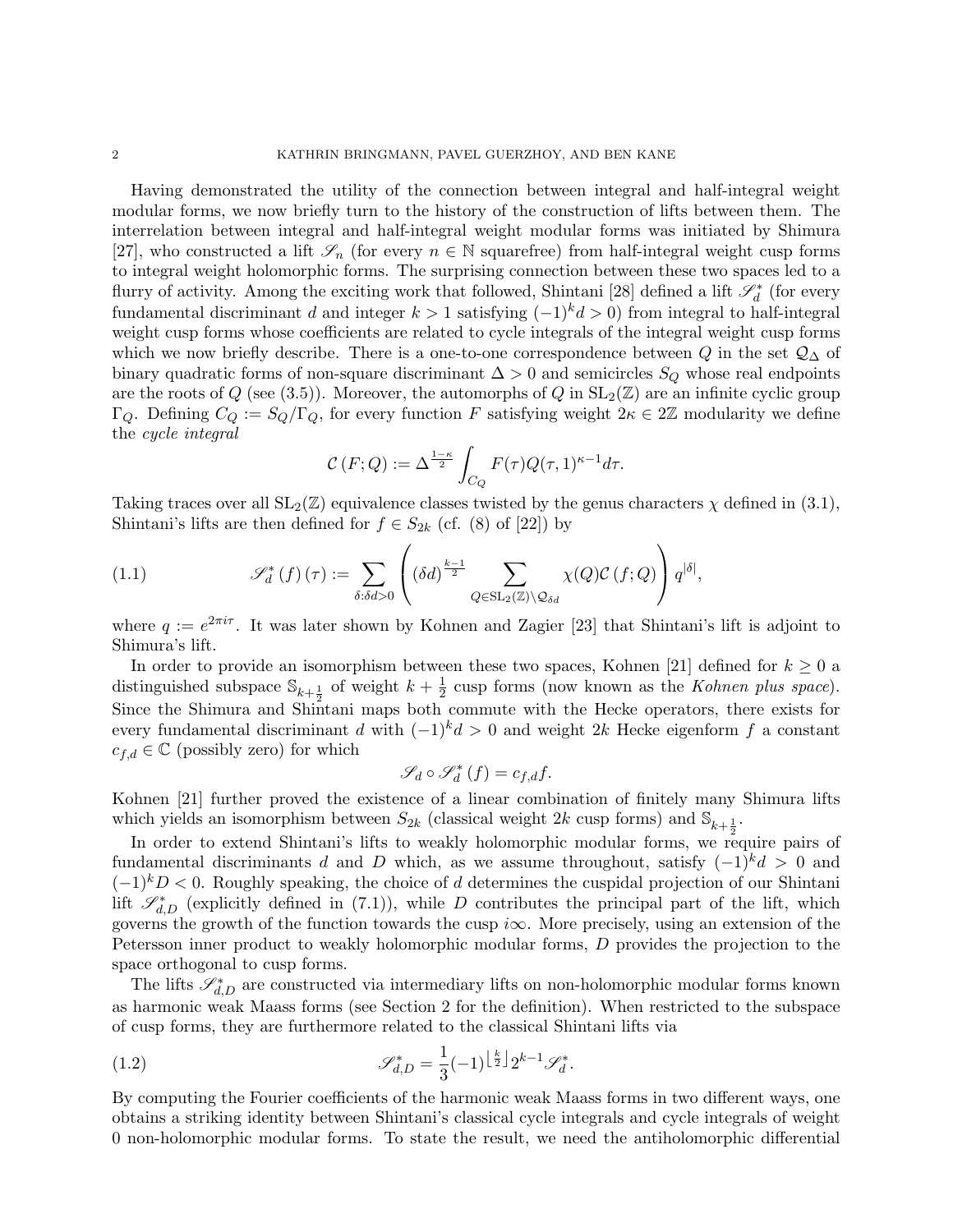Having demonstrated the utility of the connection between integral and half-integral weight modular forms, we now briefly turn to the history of the construction of lifts between them. The interrelation between integral and half-integral weight modular forms was initiated by Shimura [27], who constructed a lift $\mathscr{S}_n$ (for every $n \in \mathbb{N}$ squarefree) from half-integral weight cusp forms to integral weight holomorphic forms. The surprising connection between these two spaces led to a flurry of activity. Among the exciting work that followed, Shintani [28] defined a lift $\mathscr{S}_d^*$ (for every fundamental discriminant $d$ and integer $k > 1$ satisfying $(-1)^k d > 0$) from integral to half-integral weight cusp forms whose coefficients are related to cycle integrals of the integral weight cusp forms which we now briefly describe. There is a one-to-one correspondence between $Q$ in the set $\mathcal{Q}_\Delta$ of binary quadratic forms of non-square discriminant $\Delta > 0$ and semicircles $S_Q$ whose real endpoints are the roots of $Q$ (see (3.5)). Moreover, the automorphs of $Q$ in $\mathrm{SL}_2(\mathbb{Z})$ are an infinite cyclic group $\Gamma_Q$. Defining $C_Q := S_Q/\Gamma_Q$, for every function $F$ satisfying weight $2\kappa \in 2\mathbb{Z}$ modularity we define the *cycle integral*

$$\mathcal{C}(F;Q) := \Delta^{\frac{1-\kappa}{2}} \int_{C_Q} F(\tau) Q(\tau,1)^{\kappa-1} d\tau.$$

Taking traces over all $\mathrm{SL}_2(\mathbb{Z})$ equivalence classes twisted by the genus characters $\chi$ defined in (3.1), Shintani's lifts are then defined for $f \in S_{2k}$ (cf. (8) of [22]) by

$$\mathscr{S}_d^*(f)(\tau) := \sum_{\delta : \delta d > 0} \left( (\delta d)^{\frac{k-1}{2}} \sum_{Q \in \mathrm{SL}_2(\mathbb{Z}) \backslash \mathcal{Q}_{\delta d}} \chi(Q) \mathcal{C}(f;Q) \right) q^{|\delta|}, \tag{1.1}$$

where $q := e^{2\pi i \tau}$. It was later shown by Kohnen and Zagier [23] that Shintani's lift is adjoint to Shimura's lift.

In order to provide an isomorphism between these two spaces, Kohnen [21] defined for $k \geq 0$ a distinguished subspace $\mathbb{S}_{k+\frac{1}{2}}$ of weight $k + \frac{1}{2}$ cusp forms (now known as the *Kohnen plus space*). Since the Shimura and Shintani maps both commute with the Hecke operators, there exists for every fundamental discriminant $d$ with $(-1)^k d > 0$ and weight $2k$ Hecke eigenform $f$ a constant $c_{f,d} \in \mathbb{C}$ (possibly zero) for which

$$\mathscr{S}_d \circ \mathscr{S}_d^*(f) = c_{f,d} f.$$

Kohnen [21] further proved the existence of a linear combination of finitely many Shimura lifts which yields an isomorphism between $S_{2k}$ (classical weight $2k$ cusp forms) and $\mathbb{S}_{k+\frac{1}{2}}$.

In order to extend Shintani's lifts to weakly holomorphic modular forms, we require pairs of fundamental discriminants $d$ and $D$ which, as we assume throughout, satisfy $(-1)^k d > 0$ and $(-1)^k D < 0$. Roughly speaking, the choice of $d$ determines the cuspidal projection of our Shintani lift $\mathscr{S}_{d,D}^*$ (explicitly defined in (7.1)), while $D$ contributes the principal part of the lift, which governs the growth of the function towards the cusp $i\infty$. More precisely, using an extension of the Petersson inner product to weakly holomorphic modular forms, $D$ provides the projection to the space orthogonal to cusp forms.

The lifts $\mathscr{S}_{d,D}^*$ are constructed via intermediary lifts on non-holomorphic modular forms known as harmonic weak Maass forms (see Section 2 for the definition). When restricted to the subspace of cusp forms, they are furthermore related to the classical Shintani lifts via

$$\mathscr{S}_{d,D}^* = \frac{1}{3}(-1)^{\lfloor \frac{k}{2} \rfloor} 2^{k-1} \mathscr{S}_d^*. \tag{1.2}$$

By computing the Fourier coefficients of the harmonic weak Maass forms in two different ways, one obtains a striking identity between Shintani's classical cycle integrals and cycle integrals of weight 0 non-holomorphic modular forms. To state the result, we need the antiholomorphic differential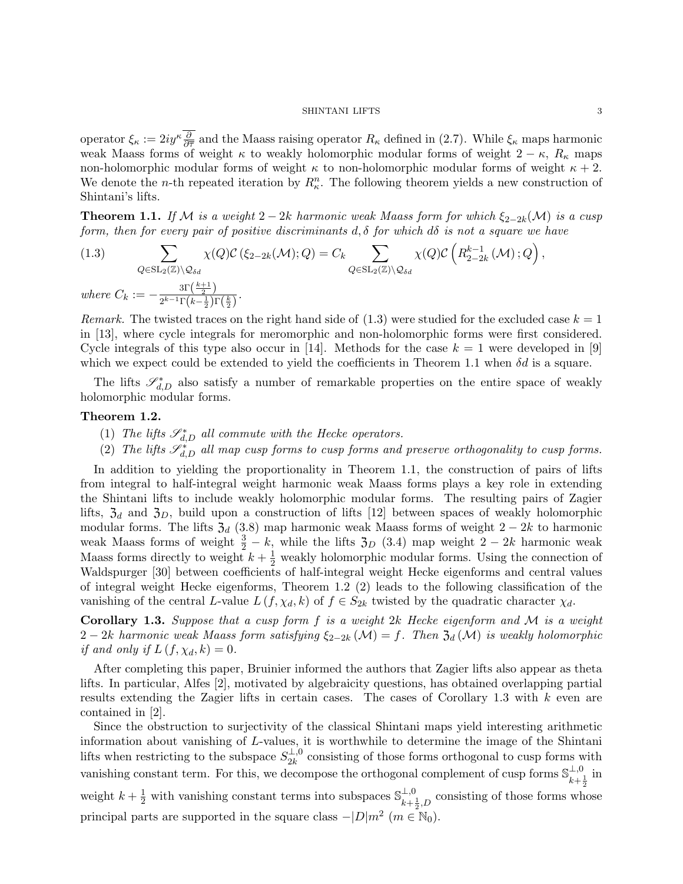operator $\xi_\kappa := 2iy^\kappa \overline{\frac{\partial}{\partial \overline{\tau}}}$ and the Maass raising operator $R_\kappa$ defined in (2.7). While $\xi_\kappa$ maps harmonic weak Maass forms of weight $\kappa$ to weakly holomorphic modular forms of weight $2-\kappa$, $R_\kappa$ maps non-holomorphic modular forms of weight $\kappa$ to non-holomorphic modular forms of weight $\kappa+2$. We denote the $n$-th repeated iteration by $R_\kappa^n$. The following theorem yields a new construction of Shintani's lifts.

**Theorem 1.1.** *If $\mathcal{M}$ is a weight $2-2k$ harmonic weak Maass form for which $\xi_{2-2k}(\mathcal{M})$ is a cusp form, then for every pair of positive discriminants $d, \delta$ for which $d\delta$ is not a square we have*

$$\sum_{Q \in \mathrm{SL}_2(\mathbb{Z})\backslash \mathcal{Q}_{\delta d}} \chi(Q) \mathcal{C}\left(\xi_{2-2k}(\mathcal{M}); Q\right) = C_k \sum_{Q \in \mathrm{SL}_2(\mathbb{Z})\backslash \mathcal{Q}_{\delta d}} \chi(Q) \mathcal{C}\left(R_{2-2k}^{k-1}\left(\mathcal{M}\right); Q\right), \tag{1.3}$$

*where* $C_k := -\frac{3\Gamma\left(\frac{k+1}{2}\right)}{2^{k-1}\Gamma\left(k-\frac{1}{2}\right)\Gamma\left(\frac{k}{2}\right)}$.

*Remark.* The twisted traces on the right hand side of (1.3) were studied for the excluded case $k=1$ in [13], where cycle integrals for meromorphic and non-holomorphic forms were first considered. Cycle integrals of this type also occur in [14]. Methods for the case $k=1$ were developed in [9] which we expect could be extended to yield the coefficients in Theorem 1.1 when $\delta d$ is a square.

The lifts $\mathscr{S}_{d,D}^*$ also satisfy a number of remarkable properties on the entire space of weakly holomorphic modular forms.

**Theorem 1.2.**

(1) *The lifts $\mathscr{S}_{d,D}^*$ all commute with the Hecke operators.*

(2) *The lifts $\mathscr{S}_{d,D}^*$ all map cusp forms to cusp forms and preserve orthogonality to cusp forms.*

In addition to yielding the proportionality in Theorem 1.1, the construction of pairs of lifts from integral to half-integral weight harmonic weak Maass forms plays a key role in extending the Shintani lifts to include weakly holomorphic modular forms. The resulting pairs of Zagier lifts, $\mathfrak{Z}_d$ and $\mathfrak{Z}_D$, build upon a construction of lifts [12] between spaces of weakly holomorphic modular forms. The lifts $\mathfrak{Z}_d$ (3.8) map harmonic weak Maass forms of weight $2-2k$ to harmonic weak Maass forms of weight $\frac{3}{2}-k$, while the lifts $\mathfrak{Z}_D$ (3.4) map weight $2-2k$ harmonic weak Maass forms directly to weight $k+\frac{1}{2}$ weakly holomorphic modular forms. Using the connection of Waldspurger [30] between coefficients of half-integral weight Hecke eigenforms and central values of integral weight Hecke eigenforms, Theorem 1.2 (2) leads to the following classification of the vanishing of the central $L$-value $L\left(f, \chi_d, k\right)$ of $f \in S_{2k}$ twisted by the quadratic character $\chi_d$.

**Corollary 1.3.** *Suppose that a cusp form $f$ is a weight $2k$ Hecke eigenform and $\mathcal{M}$ is a weight $2-2k$ harmonic weak Maass form satisfying $\xi_{2-2k}\left(\mathcal{M}\right) = f$. Then $\mathfrak{Z}_d\left(\mathcal{M}\right)$ is weakly holomorphic if and only if $L\left(f, \chi_d, k\right) = 0$.*

After completing this paper, Bruinier informed the authors that Zagier lifts also appear as theta lifts. In particular, Alfes [2], motivated by algebraicity questions, has obtained overlapping partial results extending the Zagier lifts in certain cases. The cases of Corollary 1.3 with $k$ even are contained in [2].

Since the obstruction to surjectivity of the classical Shintani maps yield interesting arithmetic information about vanishing of $L$-values, it is worthwhile to determine the image of the Shintani lifts when restricting to the subspace $S_{2k}^{\perp,0}$ consisting of those forms orthogonal to cusp forms with vanishing constant term. For this, we decompose the orthogonal complement of cusp forms $\mathbb{S}_{k+\frac{1}{2}}^{\perp,0}$ in weight $k+\frac{1}{2}$ with vanishing constant terms into subspaces $\mathbb{S}_{k+\frac{1}{2},D}^{\perp,0}$ consisting of those forms whose principal parts are supported in the square class $-|D|m^2$ $(m \in \mathbb{N}_0)$.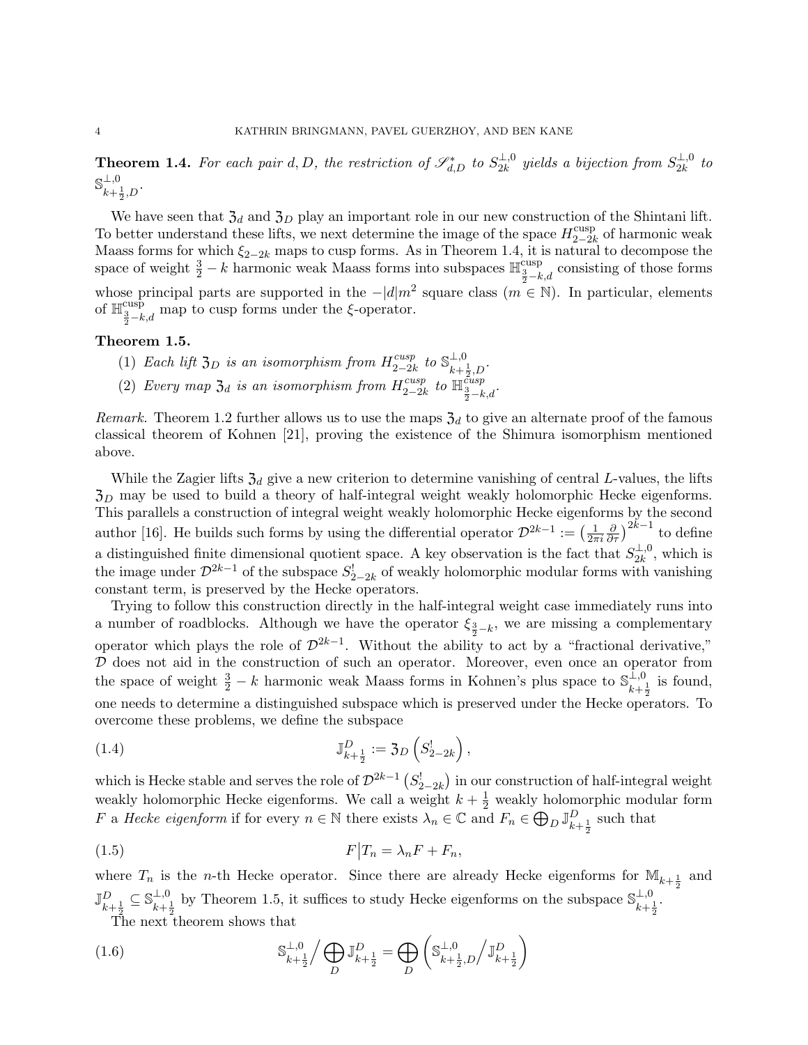**Theorem 1.4.** *For each pair $d, D$, the restriction of $\mathscr{S}^*_{d,D}$ to $S^{\perp,0}_{2k}$ yields a bijection from $S^{\perp,0}_{2k}$ to $\mathbb{S}^{\perp,0}_{k+\frac{1}{2},D}$.*

We have seen that $\mathfrak{Z}_d$ and $\mathfrak{Z}_D$ play an important role in our new construction of the Shintani lift. To better understand these lifts, we next determine the image of the space $H^{\mathrm{cusp}}_{2-2k}$ of harmonic weak Maass forms for which $\xi_{2-2k}$ maps to cusp forms. As in Theorem 1.4, it is natural to decompose the space of weight $\frac{3}{2}-k$ harmonic weak Maass forms into subspaces $\mathbb{H}^{\mathrm{cusp}}_{\frac{3}{2}-k,d}$ consisting of those forms whose principal parts are supported in the $-|d|m^2$ square class ($m \in \mathbb{N}$). In particular, elements of $\mathbb{H}^{\mathrm{cusp}}_{\frac{3}{2}-k,d}$ map to cusp forms under the $\xi$-operator.

**Theorem 1.5.**

1. *Each lift $\mathfrak{Z}_D$ is an isomorphism from $H^{cusp}_{2-2k}$ to $\mathbb{S}^{\perp,0}_{k+\frac{1}{2},D}$.*
2. *Every map $\mathfrak{Z}_d$ is an isomorphism from $H^{cusp}_{2-2k}$ to $\mathbb{H}^{cusp}_{\frac{3}{2}-k,d}$.*

*Remark.* Theorem 1.2 further allows us to use the maps $\mathfrak{Z}_d$ to give an alternate proof of the famous classical theorem of Kohnen [21], proving the existence of the Shimura isomorphism mentioned above.

While the Zagier lifts $\mathfrak{Z}_d$ give a new criterion to determine vanishing of central $L$-values, the lifts $\mathfrak{Z}_D$ may be used to build a theory of half-integral weight weakly holomorphic Hecke eigenforms. This parallels a construction of integral weight weakly holomorphic Hecke eigenforms by the second author [16]. He builds such forms by using the differential operator $\mathcal{D}^{2k-1} := \left(\frac{1}{2\pi i}\frac{\partial}{\partial \tau}\right)^{2k-1}$ to define a distinguished finite dimensional quotient space. A key observation is the fact that $S^{\perp,0}_{2k}$, which is the image under $\mathcal{D}^{2k-1}$ of the subspace $S^!_{2-2k}$ of weakly holomorphic modular forms with vanishing constant term, is preserved by the Hecke operators.

Trying to follow this construction directly in the half-integral weight case immediately runs into a number of roadblocks. Although we have the operator $\xi_{\frac{3}{2}-k}$, we are missing a complementary operator which plays the role of $\mathcal{D}^{2k-1}$. Without the ability to act by a "fractional derivative," $\mathcal{D}$ does not aid in the construction of such an operator. Moreover, even once an operator from the space of weight $\frac{3}{2}-k$ harmonic weak Maass forms in Kohnen's plus space to $\mathbb{S}^{\perp,0}_{k+\frac{1}{2}}$ is found, one needs to determine a distinguished subspace which is preserved under the Hecke operators. To overcome these problems, we define the subspace

$$\mathbb{J}^D_{k+\frac{1}{2}} := \mathfrak{Z}_D\left(S^!_{2-2k}\right), \tag{1.4}$$

which is Hecke stable and serves the role of $\mathcal{D}^{2k-1}\left(S^!_{2-2k}\right)$ in our construction of half-integral weight weakly holomorphic Hecke eigenforms. We call a weight $k+\frac{1}{2}$ weakly holomorphic modular form $F$ a *Hecke eigenform* if for every $n \in \mathbb{N}$ there exists $\lambda_n \in \mathbb{C}$ and $F_n \in \bigoplus_D \mathbb{J}^D_{k+\frac{1}{2}}$ such that

$$F\big|T_n = \lambda_n F + F_n, \tag{1.5}$$

where $T_n$ is the $n$-th Hecke operator. Since there are already Hecke eigenforms for $\mathbb{M}_{k+\frac{1}{2}}$ and $\mathbb{J}^D_{k+\frac{1}{2}} \subseteq \mathbb{S}^{\perp,0}_{k+\frac{1}{2}}$ by Theorem 1.5, it suffices to study Hecke eigenforms on the subspace $\mathbb{S}^{\perp,0}_{k+\frac{1}{2}}$.

The next theorem shows that

$$\mathbb{S}^{\perp,0}_{k+\frac{1}{2}}\Big/\bigoplus_D \mathbb{J}^D_{k+\frac{1}{2}} = \bigoplus_D \left(\mathbb{S}^{\perp,0}_{k+\frac{1}{2},D}\Big/\mathbb{J}^D_{k+\frac{1}{2}}\right) \tag{1.6}$$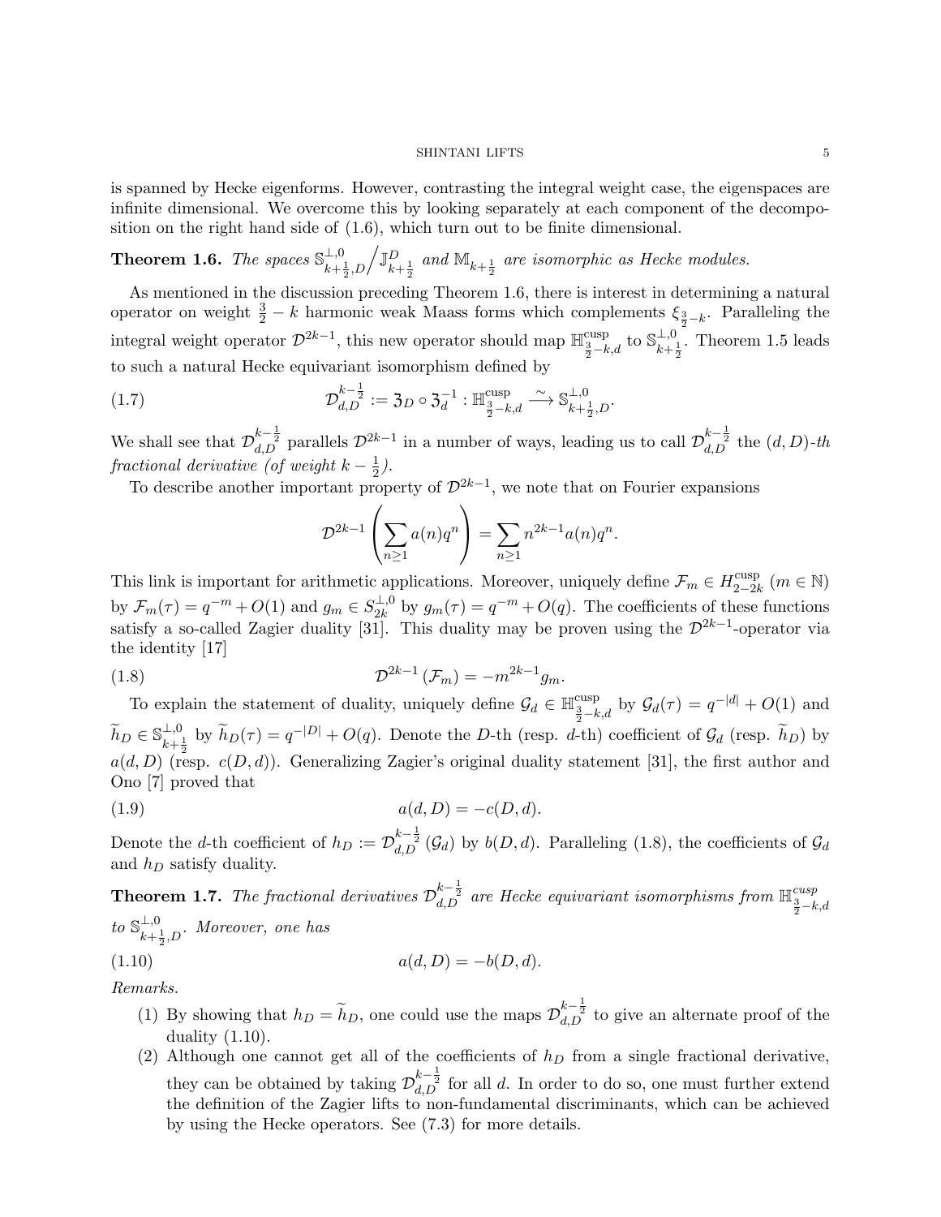is spanned by Hecke eigenforms. However, contrasting the integral weight case, the eigenspaces are infinite dimensional. We overcome this by looking separately at each component of the decomposition on the right hand side of (1.6), which turn out to be finite dimensional.

**Theorem 1.6.** *The spaces $\mathbb{S}^{\perp,0}_{k+\frac{1}{2},D}\Big/\mathbb{J}^{D}_{k+\frac{1}{2}}$ and $\mathbb{M}_{k+\frac{1}{2}}$ are isomorphic as Hecke modules.*

As mentioned in the discussion preceding Theorem 1.6, there is interest in determining a natural operator on weight $\frac{3}{2}-k$ harmonic weak Maass forms which complements $\xi_{\frac{3}{2}-k}$. Paralleling the integral weight operator $\mathcal{D}^{2k-1}$, this new operator should map $\mathbb{H}^{\mathrm{cusp}}_{\frac{3}{2}-k,d}$ to $\mathbb{S}^{\perp,0}_{k+\frac{1}{2}}$. Theorem 1.5 leads to such a natural Hecke equivariant isomorphism defined by

$$\mathcal{D}^{k-\frac{1}{2}}_{d,D} := \mathfrak{Z}_D \circ \mathfrak{Z}_d^{-1} : \mathbb{H}^{\mathrm{cusp}}_{\frac{3}{2}-k,d} \xrightarrow{\sim} \mathbb{S}^{\perp,0}_{k+\frac{1}{2},D}. \tag{1.7}$$

We shall see that $\mathcal{D}^{k-\frac{1}{2}}_{d,D}$ parallels $\mathcal{D}^{2k-1}$ in a number of ways, leading us to call $\mathcal{D}^{k-\frac{1}{2}}_{d,D}$ the *$(d,D)$-th fractional derivative (of weight $k-\frac{1}{2}$).*

To describe another important property of $\mathcal{D}^{2k-1}$, we note that on Fourier expansions

$$\mathcal{D}^{2k-1}\left(\sum_{n\geq 1} a(n)q^n\right) = \sum_{n\geq 1} n^{2k-1}a(n)q^n.$$

This link is important for arithmetic applications. Moreover, uniquely define $\mathcal{F}_m \in H^{\mathrm{cusp}}_{2-2k}$ ($m\in\mathbb{N}$) by $\mathcal{F}_m(\tau) = q^{-m} + O(1)$ and $g_m \in S^{\perp,0}_{2k}$ by $g_m(\tau) = q^{-m} + O(q)$. The coefficients of these functions satisfy a so-called Zagier duality [31]. This duality may be proven using the $\mathcal{D}^{2k-1}$-operator via the identity [17]

$$\mathcal{D}^{2k-1}\left(\mathcal{F}_m\right) = -m^{2k-1}g_m. \tag{1.8}$$

To explain the statement of duality, uniquely define $\mathcal{G}_d \in \mathbb{H}^{\mathrm{cusp}}_{\frac{3}{2}-k,d}$ by $\mathcal{G}_d(\tau) = q^{-|d|} + O(1)$ and $\widetilde{h}_D \in \mathbb{S}^{\perp,0}_{k+\frac{1}{2}}$ by $\widetilde{h}_D(\tau) = q^{-|D|} + O(q)$. Denote the $D$-th (resp. $d$-th) coefficient of $\mathcal{G}_d$ (resp. $\widetilde{h}_D$) by $a(d,D)$ (resp. $c(D,d)$). Generalizing Zagier's original duality statement [31], the first author and Ono [7] proved that

$$a(d,D) = -c(D,d). \tag{1.9}$$

Denote the $d$-th coefficient of $h_D := \mathcal{D}^{k-\frac{1}{2}}_{d,D}(\mathcal{G}_d)$ by $b(D,d)$. Paralleling (1.8), the coefficients of $\mathcal{G}_d$ and $h_D$ satisfy duality.

**Theorem 1.7.** *The fractional derivatives $\mathcal{D}^{k-\frac{1}{2}}_{d,D}$ are Hecke equivariant isomorphisms from $\mathbb{H}^{cusp}_{\frac{3}{2}-k,d}$ to $\mathbb{S}^{\perp,0}_{k+\frac{1}{2},D}$. Moreover, one has*

$$a(d,D) = -b(D,d). \tag{1.10}$$

*Remarks.*

1. By showing that $h_D = \widetilde{h}_D$, one could use the maps $\mathcal{D}^{k-\frac{1}{2}}_{d,D}$ to give an alternate proof of the duality (1.10).
2. Although one cannot get all of the coefficients of $h_D$ from a single fractional derivative, they can be obtained by taking $\mathcal{D}^{k-\frac{1}{2}}_{d,D}$ for all $d$. In order to do so, one must further extend the definition of the Zagier lifts to non-fundamental discriminants, which can be achieved by using the Hecke operators. See (7.3) for more details.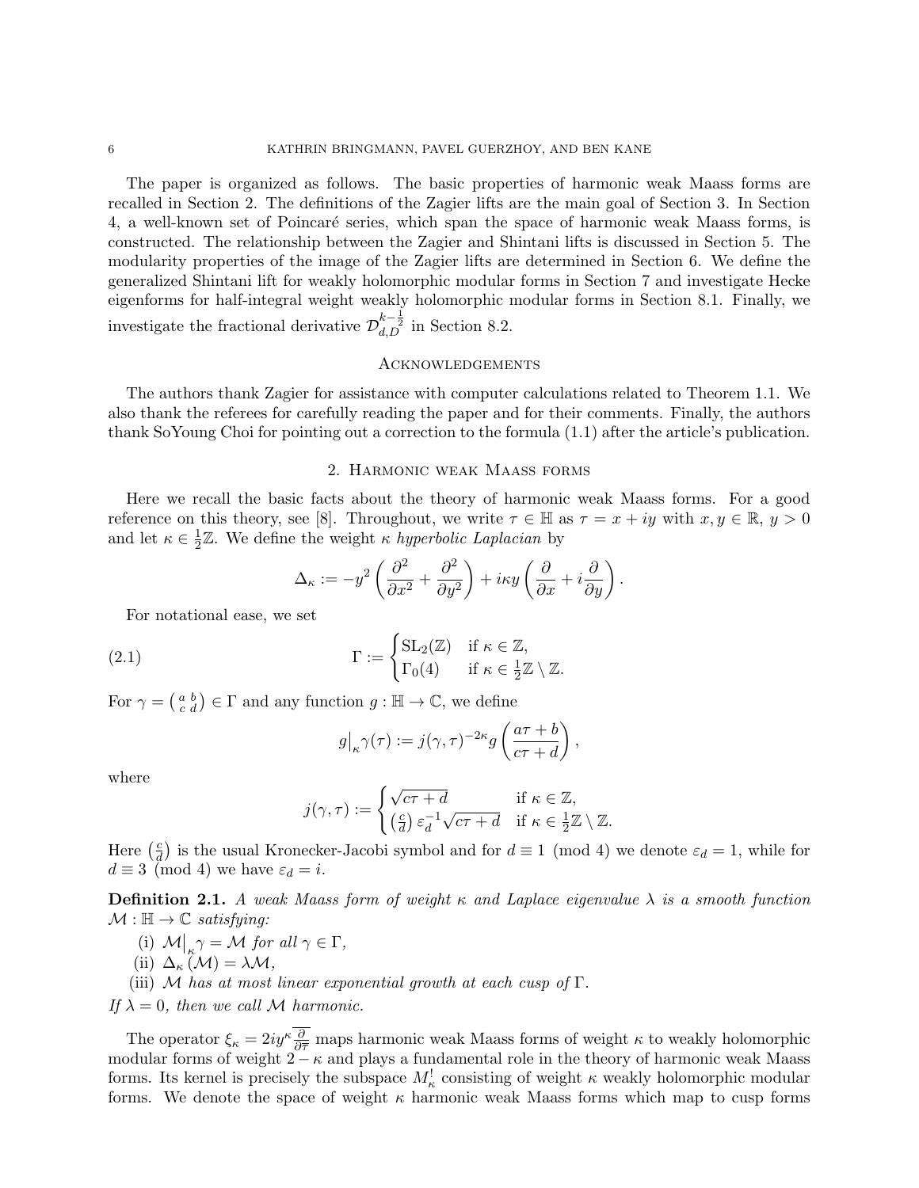The paper is organized as follows. The basic properties of harmonic weak Maass forms are recalled in Section 2. The definitions of the Zagier lifts are the main goal of Section 3. In Section 4, a well-known set of Poincaré series, which span the space of harmonic weak Maass forms, is constructed. The relationship between the Zagier and Shintani lifts is discussed in Section 5. The modularity properties of the image of the Zagier lifts are determined in Section 6. We define the generalized Shintani lift for weakly holomorphic modular forms in Section 7 and investigate Hecke eigenforms for half-integral weight weakly holomorphic modular forms in Section 8.1. Finally, we investigate the fractional derivative $\mathcal{D}_{d,D}^{k-\frac{1}{2}}$ in Section 8.2.

## Acknowledgements

The authors thank Zagier for assistance with computer calculations related to Theorem 1.1. We also thank the referees for carefully reading the paper and for their comments. Finally, the authors thank SoYoung Choi for pointing out a correction to the formula (1.1) after the article's publication.

## 2. Harmonic weak Maass forms

Here we recall the basic facts about the theory of harmonic weak Maass forms. For a good reference on this theory, see [8]. Throughout, we write $\tau \in \mathbb{H}$ as $\tau = x + iy$ with $x, y \in \mathbb{R}$, $y > 0$ and let $\kappa \in \frac{1}{2}\mathbb{Z}$. We define the weight $\kappa$ *hyperbolic Laplacian* by

$$\Delta_\kappa := -y^2\left(\frac{\partial^2}{\partial x^2} + \frac{\partial^2}{\partial y^2}\right) + i\kappa y\left(\frac{\partial}{\partial x} + i\frac{\partial}{\partial y}\right).$$

For notational ease, we set

$$\Gamma := \begin{cases} \mathrm{SL}_2(\mathbb{Z}) & \text{if } \kappa \in \mathbb{Z}, \\ \Gamma_0(4) & \text{if } \kappa \in \frac{1}{2}\mathbb{Z} \setminus \mathbb{Z}. \end{cases} \tag{2.1}$$

For $\gamma = \left(\begin{smallmatrix} a & b \\ c & d \end{smallmatrix}\right) \in \Gamma$ and any function $g : \mathbb{H} \to \mathbb{C}$, we define

$$g\big|_\kappa \gamma(\tau) := j(\gamma, \tau)^{-2\kappa} g\left(\frac{a\tau + b}{c\tau + d}\right),$$

where

$$j(\gamma, \tau) := \begin{cases} \sqrt{c\tau + d} & \text{if } \kappa \in \mathbb{Z}, \\ \left(\frac{c}{d}\right)\varepsilon_d^{-1}\sqrt{c\tau + d} & \text{if } \kappa \in \frac{1}{2}\mathbb{Z} \setminus \mathbb{Z}. \end{cases}$$

Here $\left(\frac{c}{d}\right)$ is the usual Kronecker-Jacobi symbol and for $d \equiv 1 \pmod 4$ we denote $\varepsilon_d = 1$, while for $d \equiv 3 \pmod 4$ we have $\varepsilon_d = i$.

**Definition 2.1.** *A weak Maass form of weight $\kappa$ and Laplace eigenvalue $\lambda$ is a smooth function $\mathcal{M} : \mathbb{H} \to \mathbb{C}$ satisfying:*

(i) *$\mathcal{M}\big|_\kappa \gamma = \mathcal{M}$ for all $\gamma \in \Gamma$,*
(ii) *$\Delta_\kappa(\mathcal{M}) = \lambda\mathcal{M}$,*
(iii) *$\mathcal{M}$ has at most linear exponential growth at each cusp of $\Gamma$.*

*If $\lambda = 0$, then we call $\mathcal{M}$ harmonic.*

The operator $\xi_\kappa = 2iy^\kappa \overline{\frac{\partial}{\partial \overline{\tau}}}$ maps harmonic weak Maass forms of weight $\kappa$ to weakly holomorphic modular forms of weight $2 - \kappa$ and plays a fundamental role in the theory of harmonic weak Maass forms. Its kernel is precisely the subspace $M_\kappa^!$ consisting of weight $\kappa$ weakly holomorphic modular forms. We denote the space of weight $\kappa$ harmonic weak Maass forms which map to cusp forms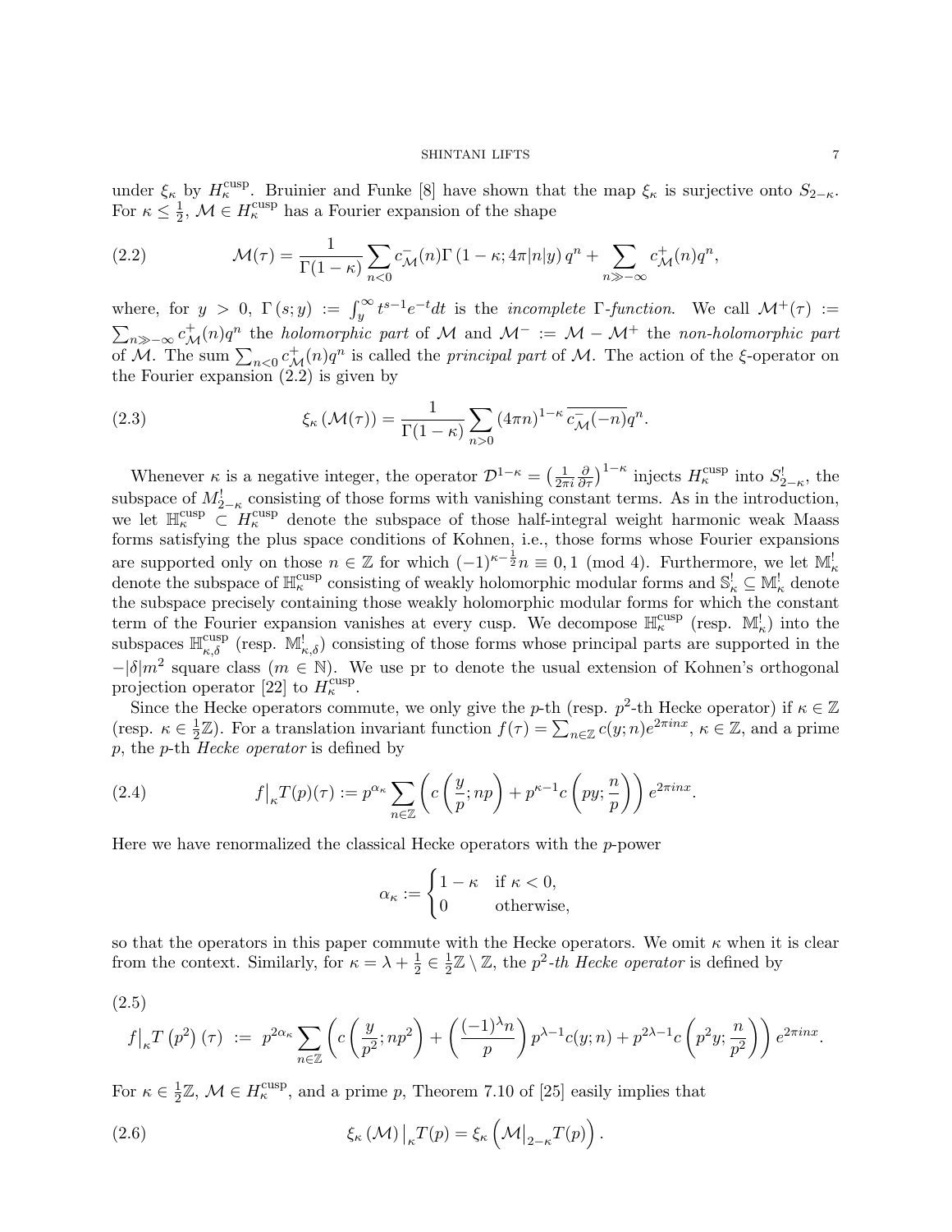under $\xi_\kappa$ by $H_\kappa^{\text{cusp}}$. Bruinier and Funke [8] have shown that the map $\xi_\kappa$ is surjective onto $S_{2-\kappa}$. For $\kappa \leq \frac{1}{2}$, $\mathcal{M} \in H_\kappa^{\text{cusp}}$ has a Fourier expansion of the shape

$$\mathcal{M}(\tau) = \frac{1}{\Gamma(1-\kappa)} \sum_{n<0} c_{\mathcal{M}}^{-}(n) \Gamma\left(1-\kappa; 4\pi|n|y\right) q^n + \sum_{n \gg -\infty} c_{\mathcal{M}}^{+}(n) q^n, \tag{2.2}$$

where, for $y > 0$, $\Gamma(s; y) := \int_y^\infty t^{s-1} e^{-t} dt$ is the *incomplete* $\Gamma$*-function*. We call $\mathcal{M}^+(\tau) := \sum_{n \gg -\infty} c_{\mathcal{M}}^{+}(n) q^n$ the *holomorphic part* of $\mathcal{M}$ and $\mathcal{M}^- := \mathcal{M} - \mathcal{M}^+$ the *non-holomorphic part* of $\mathcal{M}$. The sum $\sum_{n<0} c_{\mathcal{M}}^{+}(n) q^n$ is called the *principal part* of $\mathcal{M}$. The action of the $\xi$-operator on the Fourier expansion (2.2) is given by

$$\xi_\kappa\left(\mathcal{M}(\tau)\right) = \frac{1}{\Gamma(1-\kappa)} \sum_{n>0} (4\pi n)^{1-\kappa}\, \overline{c_{\mathcal{M}}^{-}(-n)}\, q^n. \tag{2.3}$$

Whenever $\kappa$ is a negative integer, the operator $\mathcal{D}^{1-\kappa} = \left(\frac{1}{2\pi i} \frac{\partial}{\partial \tau}\right)^{1-\kappa}$ injects $H_\kappa^{\text{cusp}}$ into $S_{2-\kappa}^!$, the subspace of $M_{2-\kappa}^!$ consisting of those forms with vanishing constant terms. As in the introduction, we let $\mathbb{H}_\kappa^{\text{cusp}} \subset H_\kappa^{\text{cusp}}$ denote the subspace of those half-integral weight harmonic weak Maass forms satisfying the plus space conditions of Kohnen, i.e., those forms whose Fourier expansions are supported only on those $n \in \mathbb{Z}$ for which $(-1)^{\kappa - \frac{1}{2}} n \equiv 0, 1 \pmod 4$. Furthermore, we let $\mathbb{M}_\kappa^!$ denote the subspace of $\mathbb{H}_\kappa^{\text{cusp}}$ consisting of weakly holomorphic modular forms and $\mathbb{S}_\kappa^! \subseteq \mathbb{M}_\kappa^!$ denote the subspace precisely containing those weakly holomorphic modular forms for which the constant term of the Fourier expansion vanishes at every cusp. We decompose $\mathbb{H}_\kappa^{\text{cusp}}$ (resp. $\mathbb{M}_\kappa^!$) into the subspaces $\mathbb{H}_{\kappa,\delta}^{\text{cusp}}$ (resp. $\mathbb{M}_{\kappa,\delta}^!$) consisting of those forms whose principal parts are supported in the $-|\delta| m^2$ square class ($m \in \mathbb{N}$). We use pr to denote the usual extension of Kohnen's orthogonal projection operator [22] to $H_\kappa^{\text{cusp}}$.

Since the Hecke operators commute, we only give the $p$-th (resp. $p^2$-th Hecke operator) if $\kappa \in \mathbb{Z}$ (resp. $\kappa \in \frac{1}{2}\mathbb{Z}$). For a translation invariant function $f(\tau) = \sum_{n \in \mathbb{Z}} c(y; n) e^{2\pi i n x}$, $\kappa \in \mathbb{Z}$, and a prime $p$, the $p$-th *Hecke operator* is defined by

$$f\big|_\kappa T(p)(\tau) := p^{\alpha_\kappa} \sum_{n \in \mathbb{Z}} \left( c\left(\frac{y}{p}; np\right) + p^{\kappa-1} c\left(py; \frac{n}{p}\right) \right) e^{2\pi i n x}. \tag{2.4}$$

Here we have renormalized the classical Hecke operators with the $p$-power

$$\alpha_\kappa := \begin{cases} 1-\kappa & \text{if } \kappa < 0, \\ 0 & \text{otherwise,} \end{cases}$$

so that the operators in this paper commute with the Hecke operators. We omit $\kappa$ when it is clear from the context. Similarly, for $\kappa = \lambda + \frac{1}{2} \in \frac{1}{2}\mathbb{Z} \setminus \mathbb{Z}$, the $p^2$*-th Hecke operator* is defined by

$$f\big|_\kappa T\left(p^2\right)(\tau) := p^{2\alpha_\kappa} \sum_{n \in \mathbb{Z}} \left( c\left(\frac{y}{p^2}; np^2\right) + \left(\frac{(-1)^\lambda n}{p}\right) p^{\lambda-1} c(y; n) + p^{2\lambda-1} c\left(p^2 y; \frac{n}{p^2}\right) \right) e^{2\pi i n x}. \tag{2.5}$$

For $\kappa \in \frac{1}{2}\mathbb{Z}$, $\mathcal{M} \in H_\kappa^{\text{cusp}}$, and a prime $p$, Theorem 7.10 of [25] easily implies that

$$\xi_\kappa\left(\mathcal{M}\right)\big|_\kappa T(p) = \xi_\kappa\left(\mathcal{M}\big|_{2-\kappa} T(p)\right). \tag{2.6}$$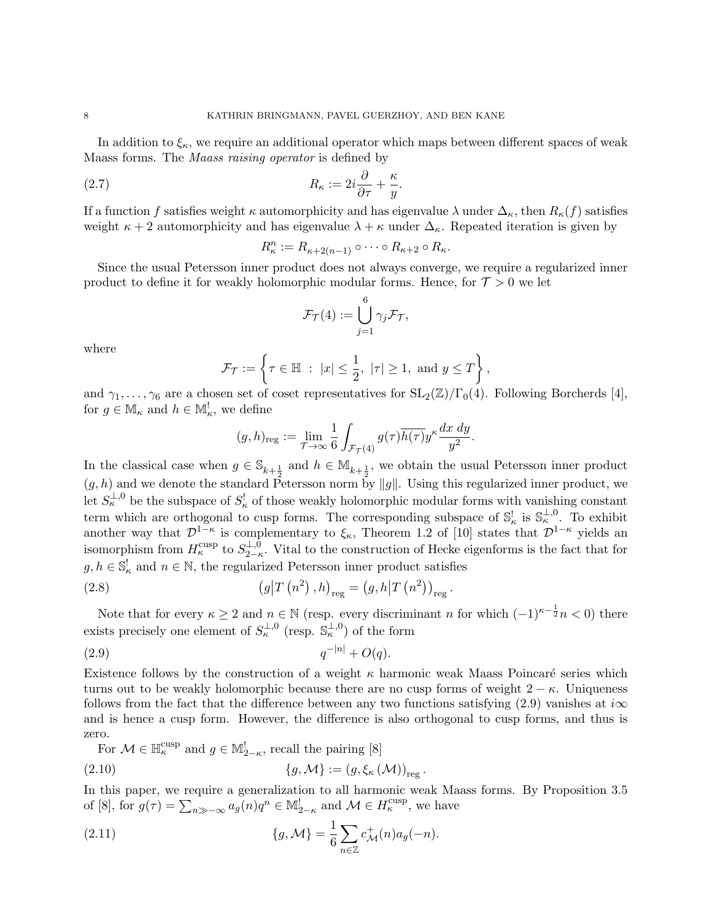In addition to $\xi_\kappa$, we require an additional operator which maps between different spaces of weak Maass forms. The *Maass raising operator* is defined by

$$R_\kappa := 2i\frac{\partial}{\partial \tau} + \frac{\kappa}{y}. \tag{2.7}$$

If a function $f$ satisfies weight $\kappa$ automorphicity and has eigenvalue $\lambda$ under $\Delta_\kappa$, then $R_\kappa(f)$ satisfies weight $\kappa+2$ automorphicity and has eigenvalue $\lambda+\kappa$ under $\Delta_\kappa$. Repeated iteration is given by

$$R_\kappa^n := R_{\kappa+2(n-1)} \circ \cdots \circ R_{\kappa+2} \circ R_\kappa.$$

Since the usual Petersson inner product does not always converge, we require a regularized inner product to define it for weakly holomorphic modular forms. Hence, for $\mathcal{T} > 0$ we let

$$\mathcal{F}_{\mathcal{T}}(4) := \bigcup_{j=1}^{6} \gamma_j \mathcal{F}_{\mathcal{T}},$$

where

$$\mathcal{F}_{\mathcal{T}} := \left\{ \tau \in \mathbb{H} \ : \ |x| \leq \frac{1}{2}, \ |\tau| \geq 1, \text{ and } y \leq T \right\},$$

and $\gamma_1, \ldots, \gamma_6$ are a chosen set of coset representatives for $\mathrm{SL}_2(\mathbb{Z})/\Gamma_0(4)$. Following Borcherds [4], for $g \in \mathbb{M}_\kappa$ and $h \in \mathbb{M}_\kappa^!$, we define

$$(g,h)_{\mathrm{reg}} := \lim_{\mathcal{T}\to\infty} \frac{1}{6} \int_{\mathcal{F}_{\mathcal{T}}(4)} g(\tau)\overline{h(\tau)} y^\kappa \frac{dx\, dy}{y^2}.$$

In the classical case when $g \in \mathbb{S}_{k+\frac{1}{2}}$ and $h \in \mathbb{M}_{k+\frac{1}{2}}$, we obtain the usual Petersson inner product $(g,h)$ and we denote the standard Petersson norm by $\|g\|$. Using this regularized inner product, we let $S_\kappa^{\perp,0}$ be the subspace of $S_\kappa^!$ of those weakly holomorphic modular forms with vanishing constant term which are orthogonal to cusp forms. The corresponding subspace of $\mathbb{S}_\kappa^!$ is $\mathbb{S}_\kappa^{\perp,0}$. To exhibit another way that $\mathcal{D}^{1-\kappa}$ is complementary to $\xi_\kappa$, Theorem 1.2 of [10] states that $\mathcal{D}^{1-\kappa}$ yields an isomorphism from $H_\kappa^{\mathrm{cusp}}$ to $S_{2-\kappa}^{\perp,0}$. Vital to the construction of Hecke eigenforms is the fact that for $g,h \in \mathbb{S}_\kappa^!$ and $n \in \mathbb{N}$, the regularized Petersson inner product satisfies

$$\left(g\middle|T\left(n^2\right), h\right)_{\mathrm{reg}} = \left(g, h\middle|T\left(n^2\right)\right)_{\mathrm{reg}}. \tag{2.8}$$

Note that for every $\kappa \geq 2$ and $n \in \mathbb{N}$ (resp. every discriminant $n$ for which $(-1)^{\kappa-\frac{1}{2}}n < 0$) there exists precisely one element of $S_\kappa^{\perp,0}$ (resp. $\mathbb{S}_\kappa^{\perp,0}$) of the form

$$q^{-|n|} + O(q). \tag{2.9}$$

Existence follows by the construction of a weight $\kappa$ harmonic weak Maass Poincaré series which turns out to be weakly holomorphic because there are no cusp forms of weight $2-\kappa$. Uniqueness follows from the fact that the difference between any two functions satisfying (2.9) vanishes at $i\infty$ and is hence a cusp form. However, the difference is also orthogonal to cusp forms, and thus is zero.

For $\mathcal{M} \in \mathbb{H}_\kappa^{\mathrm{cusp}}$ and $g \in \mathbb{M}_{2-\kappa}^!$, recall the pairing [8]

$$\{g, \mathcal{M}\} := \left(g, \xi_\kappa\left(\mathcal{M}\right)\right)_{\mathrm{reg}}. \tag{2.10}$$

In this paper, we require a generalization to all harmonic weak Maass forms. By Proposition 3.5 of [8], for $g(\tau) = \sum_{n \gg -\infty} a_g(n) q^n \in \mathbb{M}_{2-\kappa}^!$ and $\mathcal{M} \in H_\kappa^{\mathrm{cusp}}$, we have

$$\{g, \mathcal{M}\} = \frac{1}{6} \sum_{n\in\mathbb{Z}} c_{\mathcal{M}}^+(n) a_g(-n). \tag{2.11}$$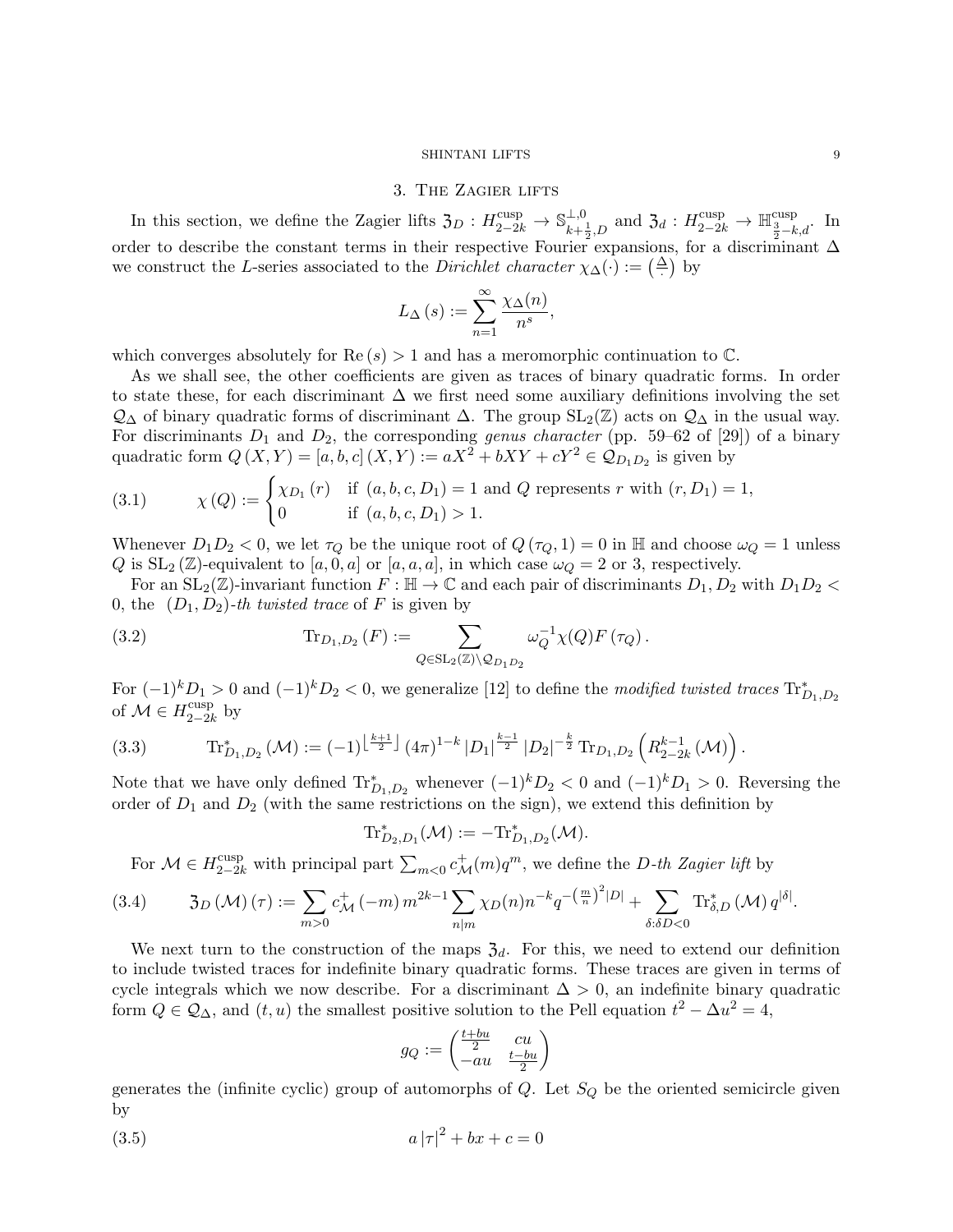## 3. The Zagier lifts

In this section, we define the Zagier lifts $\mathfrak{Z}_D : H_{2-2k}^{\mathrm{cusp}} \to \mathbb{S}_{k+\frac{1}{2},D}^{\perp,0}$ and $\mathfrak{Z}_d : H_{2-2k}^{\mathrm{cusp}} \to \mathbb{H}_{\frac{3}{2}-k,d}^{\mathrm{cusp}}$. In order to describe the constant terms in their respective Fourier expansions, for a discriminant $\Delta$ we construct the $L$-series associated to the *Dirichlet character* $\chi_\Delta(\cdot) := \left(\frac{\Delta}{\cdot}\right)$ by

$$L_\Delta(s) := \sum_{n=1}^{\infty} \frac{\chi_\Delta(n)}{n^s},$$

which converges absolutely for $\mathrm{Re}(s) > 1$ and has a meromorphic continuation to $\mathbb{C}$.

As we shall see, the other coefficients are given as traces of binary quadratic forms. In order to state these, for each discriminant $\Delta$ we first need some auxiliary definitions involving the set $\mathcal{Q}_\Delta$ of binary quadratic forms of discriminant $\Delta$. The group $\mathrm{SL}_2(\mathbb{Z})$ acts on $\mathcal{Q}_\Delta$ in the usual way. For discriminants $D_1$ and $D_2$, the corresponding *genus character* (pp. 59–62 of [29]) of a binary quadratic form $Q(X,Y) = [a,b,c](X,Y) := aX^2 + bXY + cY^2 \in \mathcal{Q}_{D_1D_2}$ is given by

$$\chi(Q) := \begin{cases} \chi_{D_1}(r) & \text{if } (a,b,c,D_1) = 1 \text{ and } Q \text{ represents } r \text{ with } (r,D_1) = 1, \\ 0 & \text{if } (a,b,c,D_1) > 1. \end{cases} \tag{3.1}$$

Whenever $D_1D_2 < 0$, we let $\tau_Q$ be the unique root of $Q(\tau_Q, 1) = 0$ in $\mathbb{H}$ and choose $\omega_Q = 1$ unless $Q$ is $\mathrm{SL}_2(\mathbb{Z})$-equivalent to $[a,0,a]$ or $[a,a,a]$, in which case $\omega_Q = 2$ or $3$, respectively.

For an $\mathrm{SL}_2(\mathbb{Z})$-invariant function $F : \mathbb{H} \to \mathbb{C}$ and each pair of discriminants $D_1, D_2$ with $D_1D_2 < 0$, the $(D_1, D_2)$*-th twisted trace* of $F$ is given by

$$\mathrm{Tr}_{D_1,D_2}(F) := \sum_{Q \in \mathrm{SL}_2(\mathbb{Z}) \backslash \mathcal{Q}_{D_1D_2}} \omega_Q^{-1} \chi(Q) F(\tau_Q). \tag{3.2}$$

For $(-1)^k D_1 > 0$ and $(-1)^k D_2 < 0$, we generalize [12] to define the *modified twisted traces* $\mathrm{Tr}^*_{D_1,D_2}$ of $\mathcal{M} \in H_{2-2k}^{\mathrm{cusp}}$ by

$$\mathrm{Tr}^*_{D_1,D_2}(\mathcal{M}) := (-1)^{\left\lfloor \frac{k+1}{2} \right\rfloor} (4\pi)^{1-k} |D_1|^{\frac{k-1}{2}} |D_2|^{-\frac{k}{2}} \mathrm{Tr}_{D_1,D_2}\left(R_{2-2k}^{k-1}(\mathcal{M})\right). \tag{3.3}$$

Note that we have only defined $\mathrm{Tr}^*_{D_1,D_2}$ whenever $(-1)^k D_2 < 0$ and $(-1)^k D_1 > 0$. Reversing the order of $D_1$ and $D_2$ (with the same restrictions on the sign), we extend this definition by

$$\mathrm{Tr}^*_{D_2,D_1}(\mathcal{M}) := -\mathrm{Tr}^*_{D_1,D_2}(\mathcal{M}).$$

For $\mathcal{M} \in H_{2-2k}^{\mathrm{cusp}}$ with principal part $\sum_{m<0} c^+_{\mathcal{M}}(m) q^m$, we define the $D$*-th Zagier lift* by

$$\mathfrak{Z}_D(\mathcal{M})(\tau) := \sum_{m>0} c^+_{\mathcal{M}}(-m)\, m^{2k-1} \sum_{n|m} \chi_D(n) n^{-k} q^{-\left(\frac{m}{n}\right)^2 |D|} + \sum_{\delta : \delta D < 0} \mathrm{Tr}^*_{\delta,D}(\mathcal{M})\, q^{|\delta|}. \tag{3.4}$$

We next turn to the construction of the maps $\mathfrak{Z}_d$. For this, we need to extend our definition to include twisted traces for indefinite binary quadratic forms. These traces are given in terms of cycle integrals which we now describe. For a discriminant $\Delta > 0$, an indefinite binary quadratic form $Q \in \mathcal{Q}_\Delta$, and $(t,u)$ the smallest positive solution to the Pell equation $t^2 - \Delta u^2 = 4$,

$$g_Q := \begin{pmatrix} \frac{t+bu}{2} & cu \\ -au & \frac{t-bu}{2} \end{pmatrix}$$

generates the (infinite cyclic) group of automorphs of $Q$. Let $S_Q$ be the oriented semicircle given by

$$a|\tau|^2 + bx + c = 0 \tag{3.5}$$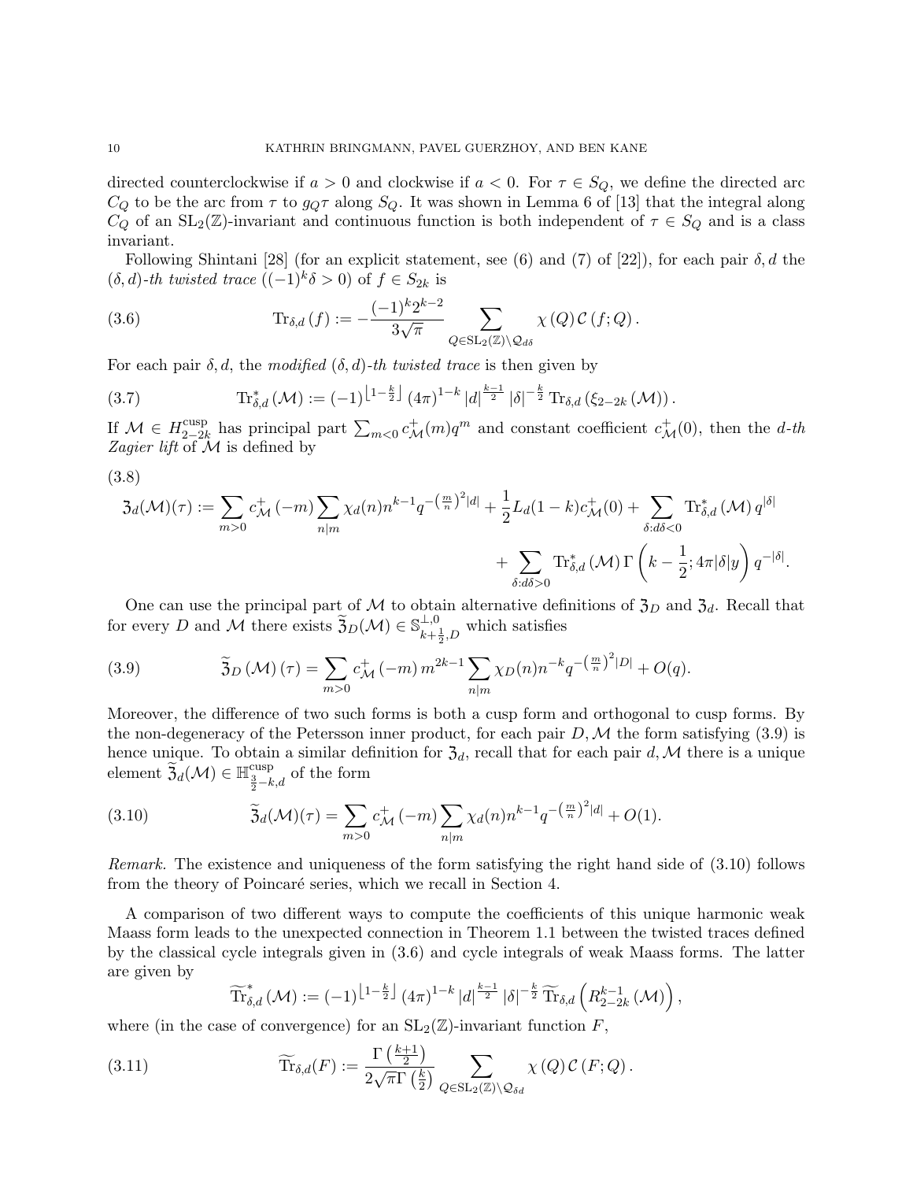directed counterclockwise if $a>0$ and clockwise if $a<0$. For $\tau \in S_Q$, we define the directed arc $C_Q$ to be the arc from $\tau$ to $g_Q\tau$ along $S_Q$. It was shown in Lemma 6 of [13] that the integral along $C_Q$ of an $\mathrm{SL}_2(\mathbb{Z})$-invariant and continuous function is both independent of $\tau\in S_Q$ and is a class invariant.

Following Shintani [28] (for an explicit statement, see (6) and (7) of [22]), for each pair $\delta, d$ the $(\delta,d)$*-th twisted trace* ($(-1)^k\delta>0$) of $f\in S_{2k}$ is

$$\mathrm{Tr}_{\delta,d}(f) := -\frac{(-1)^k 2^{k-2}}{3\sqrt{\pi}} \sum_{Q\in \mathrm{SL}_2(\mathbb{Z})\backslash \mathcal{Q}_{d\delta}} \chi(Q)\, \mathcal{C}(f;Q). \tag{3.6}$$

For each pair $\delta, d$, the *modified* $(\delta,d)$*-th twisted trace* is then given by

$$\mathrm{Tr}^*_{\delta,d}(\mathcal{M}) := (-1)^{\left\lfloor 1-\frac{k}{2}\right\rfloor} (4\pi)^{1-k} |d|^{\frac{k-1}{2}} |\delta|^{-\frac{k}{2}}\, \mathrm{Tr}_{\delta,d}\left(\xi_{2-2k}(\mathcal{M})\right). \tag{3.7}$$

If $\mathcal{M}\in H^{\mathrm{cusp}}_{2-2k}$ has principal part $\sum_{m<0} c^+_{\mathcal{M}}(m)q^m$ and constant coefficient $c^+_{\mathcal{M}}(0)$, then the *d-th Zagier lift* of $\mathcal{M}$ is defined by

$$\begin{aligned}
\mathfrak{Z}_d(\mathcal{M})(\tau) := \sum_{m>0} c^+_{\mathcal{M}}(-m) \sum_{n|m} \chi_d(n) n^{k-1} q^{-\left(\frac{m}{n}\right)^2|d|} + \frac{1}{2}L_d(1-k)c^+_{\mathcal{M}}(0) + \sum_{\delta: d\delta<0} \mathrm{Tr}^*_{\delta,d}(\mathcal{M})\, q^{|\delta|} \\
+ \sum_{\delta: d\delta>0} \mathrm{Tr}^*_{\delta,d}(\mathcal{M})\, \Gamma\left(k-\frac{1}{2}; 4\pi|\delta|y\right) q^{-|\delta|}.
\end{aligned} \tag{3.8}$$

One can use the principal part of $\mathcal{M}$ to obtain alternative definitions of $\mathfrak{Z}_D$ and $\mathfrak{Z}_d$. Recall that for every $D$ and $\mathcal{M}$ there exists $\widetilde{\mathfrak{Z}}_D(\mathcal{M})\in \mathbb{S}^{\perp,0}_{k+\frac{1}{2},D}$ which satisfies

$$\widetilde{\mathfrak{Z}}_D(\mathcal{M})(\tau) = \sum_{m>0} c^+_{\mathcal{M}}(-m)\, m^{2k-1} \sum_{n|m} \chi_D(n) n^{-k} q^{-\left(\frac{m}{n}\right)^2|D|} + O(q). \tag{3.9}$$

Moreover, the difference of two such forms is both a cusp form and orthogonal to cusp forms. By the non-degeneracy of the Petersson inner product, for each pair $D,\mathcal{M}$ the form satisfying (3.9) is hence unique. To obtain a similar definition for $\mathfrak{Z}_d$, recall that for each pair $d,\mathcal{M}$ there is a unique element $\widetilde{\mathfrak{Z}}_d(\mathcal{M})\in \mathbb{H}^{\mathrm{cusp}}_{\frac{3}{2}-k,d}$ of the form

$$\widetilde{\mathfrak{Z}}_d(\mathcal{M})(\tau) = \sum_{m>0} c^+_{\mathcal{M}}(-m) \sum_{n|m} \chi_d(n) n^{k-1} q^{-\left(\frac{m}{n}\right)^2|d|} + O(1). \tag{3.10}$$

*Remark.* The existence and uniqueness of the form satisfying the right hand side of (3.10) follows from the theory of Poincaré series, which we recall in Section 4.

A comparison of two different ways to compute the coefficients of this unique harmonic weak Maass form leads to the unexpected connection in Theorem 1.1 between the twisted traces defined by the classical cycle integrals given in (3.6) and cycle integrals of weak Maass forms. The latter are given by

$$\widetilde{\mathrm{Tr}}^*_{\delta,d}(\mathcal{M}) := (-1)^{\left\lfloor 1-\frac{k}{2}\right\rfloor} (4\pi)^{1-k} |d|^{\frac{k-1}{2}} |\delta|^{-\frac{k}{2}}\, \widetilde{\mathrm{Tr}}_{\delta,d}\left(R^{k-1}_{2-2k}(\mathcal{M})\right),$$

where (in the case of convergence) for an $\mathrm{SL}_2(\mathbb{Z})$-invariant function $F$,

$$\widetilde{\mathrm{Tr}}_{\delta,d}(F) := \frac{\Gamma\left(\frac{k+1}{2}\right)}{2\sqrt{\pi}\,\Gamma\left(\frac{k}{2}\right)} \sum_{Q\in \mathrm{SL}_2(\mathbb{Z})\backslash \mathcal{Q}_{\delta d}} \chi(Q)\, \mathcal{C}(F;Q). \tag{3.11}$$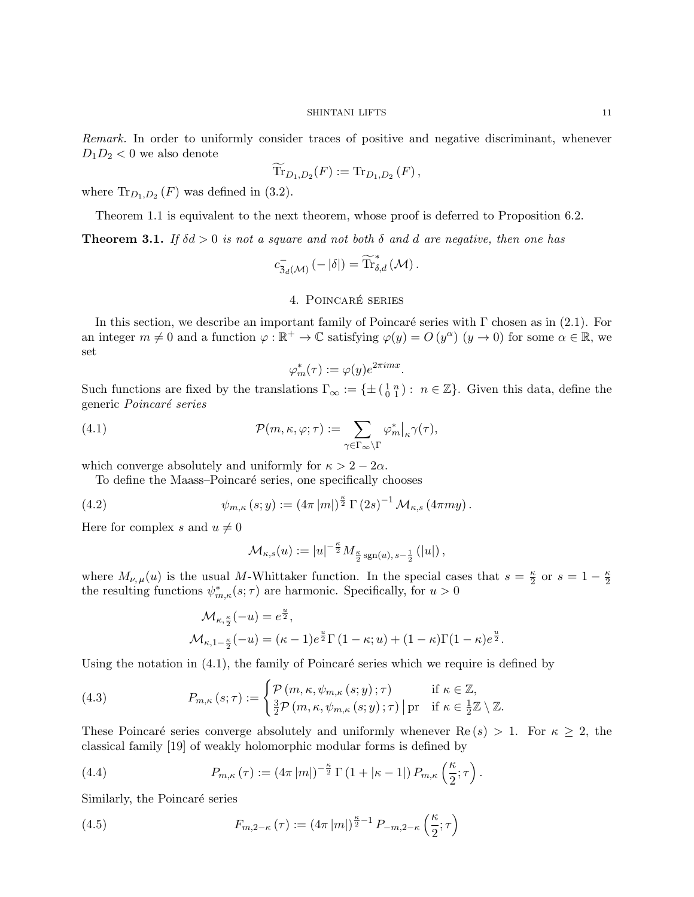*Remark.* In order to uniformly consider traces of positive and negative discriminant, whenever $D_1 D_2 < 0$ we also denote

$$\widetilde{\operatorname{Tr}}_{D_1,D_2}(F) := \operatorname{Tr}_{D_1,D_2}(F),$$

where $\operatorname{Tr}_{D_1,D_2}(F)$ was defined in (3.2).

Theorem 1.1 is equivalent to the next theorem, whose proof is deferred to Proposition 6.2.

**Theorem 3.1.** *If $\delta d > 0$ is not a square and not both $\delta$ and $d$ are negative, then one has*

$$c^{-}_{\mathfrak{Z}_d(\mathcal{M})}(-|\delta|) = \widetilde{\operatorname{Tr}}^{*}_{\delta,d}(\mathcal{M}).$$

## 4. Poincaré series

In this section, we describe an important family of Poincaré series with $\Gamma$ chosen as in (2.1). For an integer $m \neq 0$ and a function $\varphi : \mathbb{R}^+ \to \mathbb{C}$ satisfying $\varphi(y) = O(y^\alpha)$ $(y \to 0)$ for some $\alpha \in \mathbb{R}$, we set

$$\varphi_m^*(\tau) := \varphi(y) e^{2\pi i m x}.$$

Such functions are fixed by the translations $\Gamma_\infty := \{\pm \left(\begin{smallmatrix} 1 & n \\ 0 & 1 \end{smallmatrix}\right) : n \in \mathbb{Z}\}$. Given this data, define the generic *Poincaré series*

$$\mathcal{P}(m, \kappa, \varphi; \tau) := \sum_{\gamma \in \Gamma_\infty \backslash \Gamma} \varphi_m^* \big|_\kappa \gamma(\tau), \tag{4.1}$$

which converge absolutely and uniformly for $\kappa > 2 - 2\alpha$.

To define the Maass–Poincaré series, one specifically chooses

$$\psi_{m,\kappa}(s; y) := (4\pi |m|)^{\frac{\kappa}{2}} \Gamma(2s)^{-1} \mathcal{M}_{\kappa,s}(4\pi m y). \tag{4.2}$$

Here for complex $s$ and $u \neq 0$

$$\mathcal{M}_{\kappa,s}(u) := |u|^{-\frac{\kappa}{2}} M_{\frac{\kappa}{2}\operatorname{sgn}(u),\, s-\frac{1}{2}}(|u|),$$

where $M_{\nu,\mu}(u)$ is the usual $M$-Whittaker function. In the special cases that $s = \frac{\kappa}{2}$ or $s = 1 - \frac{\kappa}{2}$ the resulting functions $\psi^*_{m,\kappa}(s;\tau)$ are harmonic. Specifically, for $u > 0$

$$\begin{aligned}
\mathcal{M}_{\kappa,\frac{\kappa}{2}}(-u) &= e^{\frac{u}{2}}, \\
\mathcal{M}_{\kappa,1-\frac{\kappa}{2}}(-u) &= (\kappa - 1) e^{\frac{u}{2}} \Gamma(1-\kappa; u) + (1-\kappa)\Gamma(1-\kappa) e^{\frac{u}{2}}.
\end{aligned}$$

Using the notation in (4.1), the family of Poincaré series which we require is defined by

$$P_{m,\kappa}(s;\tau) := \begin{cases} \mathcal{P}(m, \kappa, \psi_{m,\kappa}(s;y);\tau) & \text{if } \kappa \in \mathbb{Z}, \\ \frac{3}{2}\mathcal{P}(m, \kappa, \psi_{m,\kappa}(s;y);\tau) \big| \operatorname{pr} & \text{if } \kappa \in \frac{1}{2}\mathbb{Z} \setminus \mathbb{Z}. \end{cases} \tag{4.3}$$

These Poincaré series converge absolutely and uniformly whenever $\operatorname{Re}(s) > 1$. For $\kappa \geq 2$, the classical family [19] of weakly holomorphic modular forms is defined by

$$P_{m,\kappa}(\tau) := (4\pi |m|)^{-\frac{\kappa}{2}} \Gamma(1 + |\kappa - 1|) P_{m,\kappa}\left(\frac{\kappa}{2}; \tau\right). \tag{4.4}$$

Similarly, the Poincaré series

$$F_{m,2-\kappa}(\tau) := (4\pi |m|)^{\frac{\kappa}{2}-1} P_{-m,2-\kappa}\left(\frac{\kappa}{2}; \tau\right) \tag{4.5}$$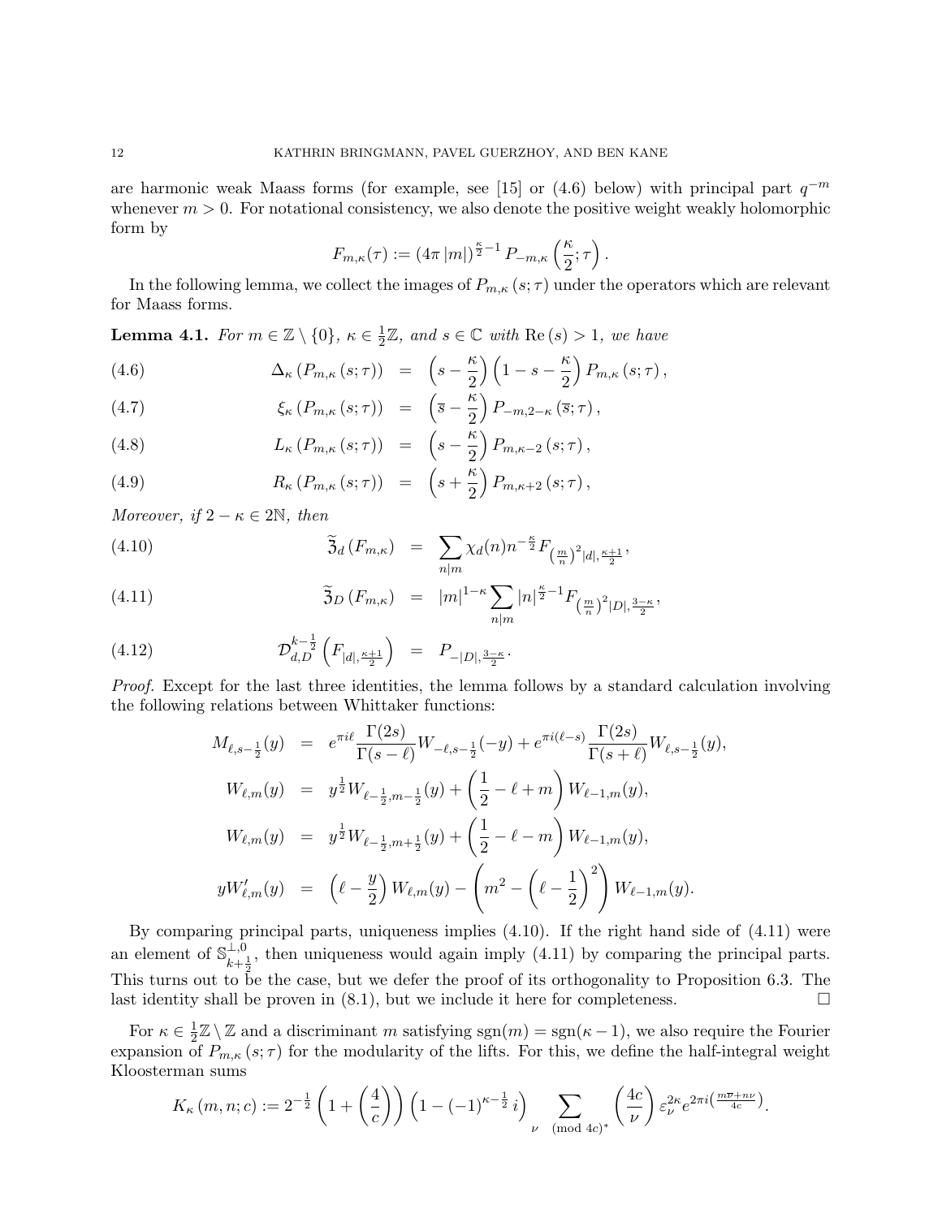are harmonic weak Maass forms (for example, see [15] or (4.6) below) with principal part $q^{-m}$ whenever $m > 0$. For notational consistency, we also denote the positive weight weakly holomorphic form by

$$F_{m,\kappa}(\tau) := (4\pi |m|)^{\frac{\kappa}{2}-1} P_{-m,\kappa}\left(\frac{\kappa}{2};\tau\right).$$

In the following lemma, we collect the images of $P_{m,\kappa}(s;\tau)$ under the operators which are relevant for Maass forms.

**Lemma 4.1.** *For $m \in \mathbb{Z} \setminus \{0\}$, $\kappa \in \frac{1}{2}\mathbb{Z}$, and $s \in \mathbb{C}$ with $\mathrm{Re}(s) > 1$, we have*

$$\Delta_\kappa\left(P_{m,\kappa}(s;\tau)\right) = \left(s - \frac{\kappa}{2}\right)\left(1 - s - \frac{\kappa}{2}\right) P_{m,\kappa}(s;\tau), \tag{4.6}$$

$$\xi_\kappa\left(P_{m,\kappa}(s;\tau)\right) = \left(\overline{s} - \frac{\kappa}{2}\right) P_{-m,2-\kappa}(\overline{s};\tau), \tag{4.7}$$

$$L_\kappa\left(P_{m,\kappa}(s;\tau)\right) = \left(s - \frac{\kappa}{2}\right) P_{m,\kappa-2}(s;\tau), \tag{4.8}$$

$$R_\kappa\left(P_{m,\kappa}(s;\tau)\right) = \left(s + \frac{\kappa}{2}\right) P_{m,\kappa+2}(s;\tau), \tag{4.9}$$

*Moreover, if $2-\kappa \in 2\mathbb{N}$, then*

$$\widetilde{\mathfrak{Z}}_d\left(F_{m,\kappa}\right) = \sum_{n|m} \chi_d(n) n^{-\frac{\kappa}{2}} F_{\left(\frac{m}{n}\right)^2 |d|, \frac{\kappa+1}{2}}, \tag{4.10}$$

$$\widetilde{\mathfrak{Z}}_D\left(F_{m,\kappa}\right) = |m|^{1-\kappa} \sum_{n|m} |n|^{\frac{\kappa}{2}-1} F_{\left(\frac{m}{n}\right)^2 |D|, \frac{3-\kappa}{2}}, \tag{4.11}$$

$$\mathcal{D}_{d,D}^{k-\frac{1}{2}}\left(F_{|d|,\frac{\kappa+1}{2}}\right) = P_{-|D|,\frac{3-\kappa}{2}}. \tag{4.12}$$

*Proof.* Except for the last three identities, the lemma follows by a standard calculation involving the following relations between Whittaker functions:

$$\begin{aligned}
M_{\ell,s-\frac{1}{2}}(y) &= e^{\pi i \ell} \frac{\Gamma(2s)}{\Gamma(s-\ell)} W_{-\ell,s-\frac{1}{2}}(-y) + e^{\pi i(\ell - s)} \frac{\Gamma(2s)}{\Gamma(s+\ell)} W_{\ell,s-\frac{1}{2}}(y),\\
W_{\ell,m}(y) &= y^{\frac{1}{2}} W_{\ell-\frac{1}{2},m-\frac{1}{2}}(y) + \left(\frac{1}{2} - \ell + m\right) W_{\ell-1,m}(y),\\
W_{\ell,m}(y) &= y^{\frac{1}{2}} W_{\ell-\frac{1}{2},m+\frac{1}{2}}(y) + \left(\frac{1}{2} - \ell - m\right) W_{\ell-1,m}(y),\\
yW_{\ell,m}'(y) &= \left(\ell - \frac{y}{2}\right) W_{\ell,m}(y) - \left(m^2 - \left(\ell - \frac{1}{2}\right)^2\right) W_{\ell-1,m}(y).
\end{aligned}$$

By comparing principal parts, uniqueness implies (4.10). If the right hand side of (4.11) were an element of $\mathbb{S}_{k+\frac{1}{2}}^{\perp,0}$, then uniqueness would again imply (4.11) by comparing the principal parts. This turns out to be the case, but we defer the proof of its orthogonality to Proposition 6.3. The last identity shall be proven in (8.1), but we include it here for completeness. $\square$

For $\kappa \in \frac{1}{2}\mathbb{Z} \setminus \mathbb{Z}$ and a discriminant $m$ satisfying $\mathrm{sgn}(m) = \mathrm{sgn}(\kappa - 1)$, we also require the Fourier expansion of $P_{m,\kappa}(s;\tau)$ for the modularity of the lifts. For this, we define the half-integral weight Kloosterman sums

$$K_\kappa(m,n;c) := 2^{-\frac{1}{2}} \left(1 + \left(\frac{4}{c}\right)\right) \left(1 - (-1)^{\kappa - \frac{1}{2}} i\right) \sum_{\nu \pmod{4c}^*} \left(\frac{4c}{\nu}\right) \varepsilon_\nu^{2\kappa} e^{2\pi i \left(\frac{m\overline{\nu} + n\nu}{4c}\right)}.$$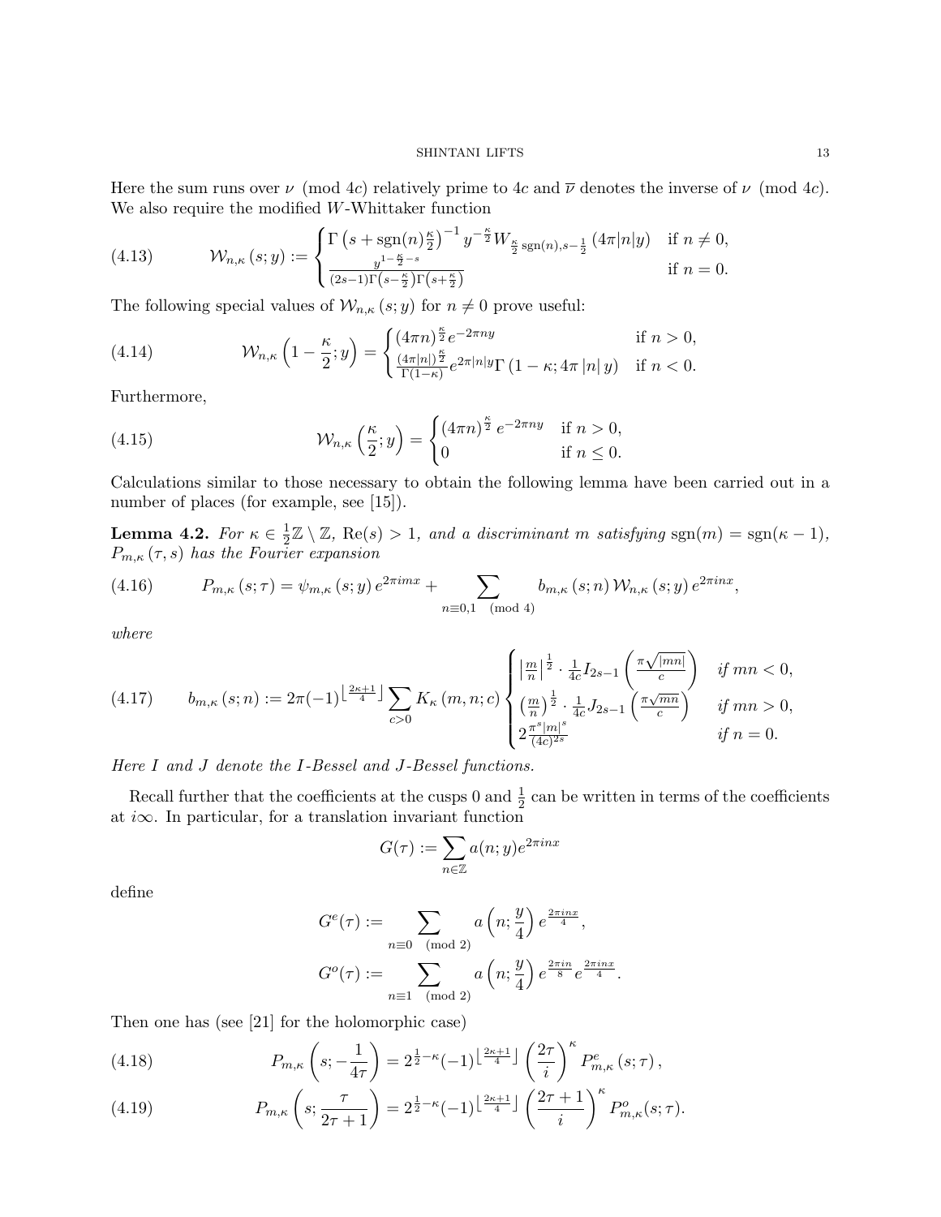Here the sum runs over $\nu \pmod{4c}$ relatively prime to $4c$ and $\overline{\nu}$ denotes the inverse of $\nu \pmod{4c}$. We also require the modified $W$-Whittaker function

$$\mathcal{W}_{n,\kappa}(s;y) := \begin{cases} \Gamma\left(s + \mathrm{sgn}(n)\frac{\kappa}{2}\right)^{-1} y^{-\frac{\kappa}{2}} W_{\frac{\kappa}{2}\mathrm{sgn}(n), s-\frac{1}{2}}(4\pi|n|y) & \text{if } n \neq 0, \\ \frac{y^{1-\frac{\kappa}{2}-s}}{(2s-1)\Gamma\left(s-\frac{\kappa}{2}\right)\Gamma\left(s+\frac{\kappa}{2}\right)} & \text{if } n = 0. \end{cases} \tag{4.13}$$

The following special values of $\mathcal{W}_{n,\kappa}(s;y)$ for $n \neq 0$ prove useful:

$$\mathcal{W}_{n,\kappa}\left(1 - \frac{\kappa}{2}; y\right) = \begin{cases} (4\pi n)^{\frac{\kappa}{2}} e^{-2\pi n y} & \text{if } n > 0, \\ \frac{(4\pi|n|)^{\frac{\kappa}{2}}}{\Gamma(1-\kappa)} e^{2\pi|n|y} \Gamma(1-\kappa; 4\pi|n|y) & \text{if } n < 0. \end{cases} \tag{4.14}$$

Furthermore,

$$\mathcal{W}_{n,\kappa}\left(\frac{\kappa}{2}; y\right) = \begin{cases} (4\pi n)^{\frac{\kappa}{2}} e^{-2\pi n y} & \text{if } n > 0, \\ 0 & \text{if } n \leq 0. \end{cases} \tag{4.15}$$

Calculations similar to those necessary to obtain the following lemma have been carried out in a number of places (for example, see [15]).

**Lemma 4.2.** *For $\kappa \in \frac{1}{2}\mathbb{Z} \setminus \mathbb{Z}$, $\mathrm{Re}(s) > 1$, and a discriminant $m$ satisfying $\mathrm{sgn}(m) = \mathrm{sgn}(\kappa - 1)$, $P_{m,\kappa}(\tau, s)$ has the Fourier expansion*

$$P_{m,\kappa}(s;\tau) = \psi_{m,\kappa}(s;y)\, e^{2\pi i m x} + \sum_{n \equiv 0,1 \pmod{4}} b_{m,\kappa}(s;n)\, \mathcal{W}_{n,\kappa}(s;y)\, e^{2\pi i n x}, \tag{4.16}$$

*where*

$$b_{m,\kappa}(s;n) := 2\pi(-1)^{\left\lfloor \frac{2\kappa+1}{4} \right\rfloor} \sum_{c>0} K_\kappa(m,n;c) \begin{cases} \left|\frac{m}{n}\right|^{\frac{1}{2}} \cdot \frac{1}{4c} I_{2s-1}\left(\frac{\pi\sqrt{|mn|}}{c}\right) & \text{if } mn < 0, \\ \left(\frac{m}{n}\right)^{\frac{1}{2}} \cdot \frac{1}{4c} J_{2s-1}\left(\frac{\pi\sqrt{mn}}{c}\right) & \text{if } mn > 0, \\ 2\frac{\pi^s |m|^s}{(4c)^{2s}} & \text{if } n = 0. \end{cases} \tag{4.17}$$

*Here $I$ and $J$ denote the $I$-Bessel and $J$-Bessel functions.*

Recall further that the coefficients at the cusps $0$ and $\frac{1}{2}$ can be written in terms of the coefficients at $i\infty$. In particular, for a translation invariant function

$$G(\tau) := \sum_{n \in \mathbb{Z}} a(n;y) e^{2\pi i n x}$$

define

$$G^e(\tau) := \sum_{n \equiv 0 \pmod{2}} a\left(n; \frac{y}{4}\right) e^{\frac{2\pi i n x}{4}},$$

$$G^o(\tau) := \sum_{n \equiv 1 \pmod{2}} a\left(n; \frac{y}{4}\right) e^{\frac{2\pi i n}{8}} e^{\frac{2\pi i n x}{4}}.$$

Then one has (see [21] for the holomorphic case)

$$P_{m,\kappa}\left(s; -\frac{1}{4\tau}\right) = 2^{\frac{1}{2}-\kappa}(-1)^{\left\lfloor \frac{2\kappa+1}{4} \right\rfloor} \left(\frac{2\tau}{i}\right)^\kappa P^e_{m,\kappa}(s;\tau), \tag{4.18}$$

$$P_{m,\kappa}\left(s; \frac{\tau}{2\tau+1}\right) = 2^{\frac{1}{2}-\kappa}(-1)^{\left\lfloor \frac{2\kappa+1}{4} \right\rfloor} \left(\frac{2\tau+1}{i}\right)^\kappa P^o_{m,\kappa}(s;\tau). \tag{4.19}$$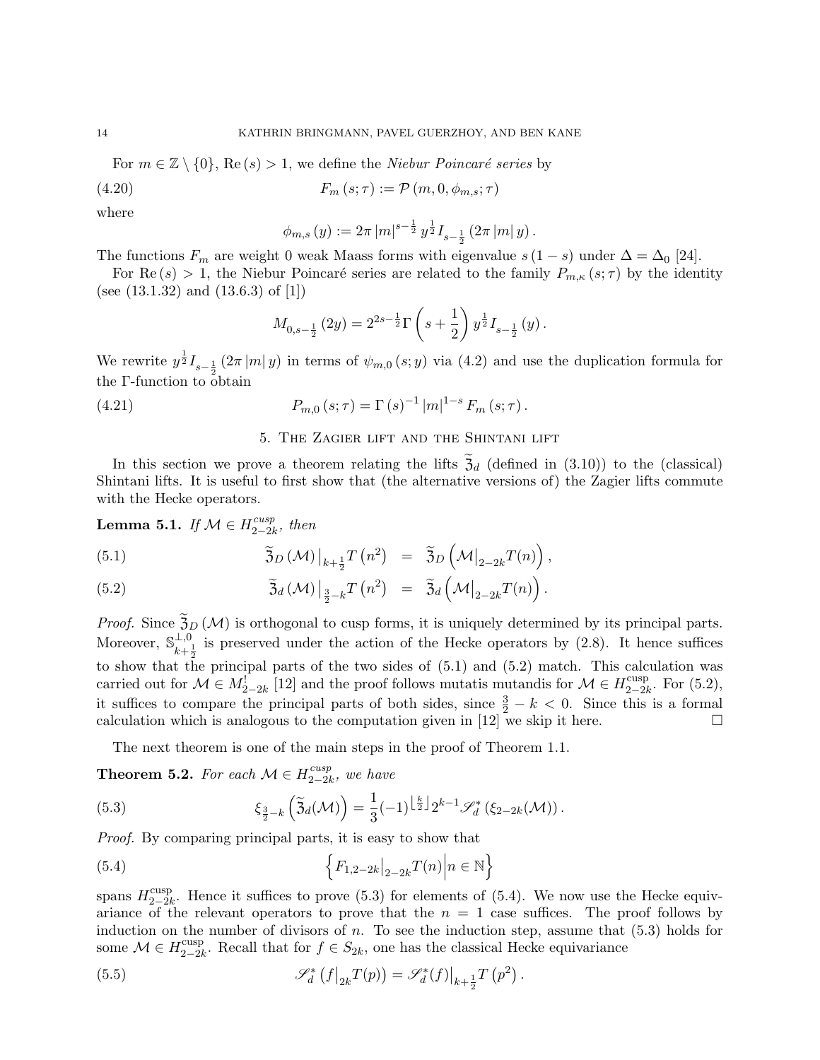For $m \in \mathbb{Z} \setminus \{0\}$, $\mathrm{Re}(s) > 1$, we define the *Niebur Poincaré series* by

$$F_m(s;\tau) := \mathcal{P}(m, 0, \phi_{m,s}; \tau) \tag{4.20}$$

where

$$\phi_{m,s}(y) := 2\pi |m|^{s-\frac{1}{2}} y^{\frac{1}{2}} I_{s-\frac{1}{2}}(2\pi |m| y).$$

The functions $F_m$ are weight 0 weak Maass forms with eigenvalue $s(1-s)$ under $\Delta = \Delta_0$ [24].

For $\mathrm{Re}(s) > 1$, the Niebur Poincaré series are related to the family $P_{m,\kappa}(s;\tau)$ by the identity (see (13.1.32) and (13.6.3) of [1])

$$M_{0,s-\frac{1}{2}}(2y) = 2^{2s-\frac{1}{2}} \Gamma\left(s + \frac{1}{2}\right) y^{\frac{1}{2}} I_{s-\frac{1}{2}}(y).$$

We rewrite $y^{\frac{1}{2}} I_{s-\frac{1}{2}}(2\pi |m| y)$ in terms of $\psi_{m,0}(s;y)$ via (4.2) and use the duplication formula for the $\Gamma$-function to obtain

$$P_{m,0}(s;\tau) = \Gamma(s)^{-1} |m|^{1-s} F_m(s;\tau). \tag{4.21}$$

## 5. The Zagier lift and the Shintani lift

In this section we prove a theorem relating the lifts $\widetilde{\mathfrak{Z}}_d$ (defined in (3.10)) to the (classical) Shintani lifts. It is useful to first show that (the alternative versions of) the Zagier lifts commute with the Hecke operators.

**Lemma 5.1.** *If $\mathcal{M} \in H_{2-2k}^{cusp}$, then*

$$\widetilde{\mathfrak{Z}}_D(\mathcal{M})\big|_{k+\frac{1}{2}} T(n^2) = \widetilde{\mathfrak{Z}}_D\left(\mathcal{M}\big|_{2-2k} T(n)\right), \tag{5.1}$$

$$\widetilde{\mathfrak{Z}}_d(\mathcal{M})\big|_{\frac{3}{2}-k} T(n^2) = \widetilde{\mathfrak{Z}}_d\left(\mathcal{M}\big|_{2-2k} T(n)\right). \tag{5.2}$$

*Proof.* Since $\widetilde{\mathfrak{Z}}_D(\mathcal{M})$ is orthogonal to cusp forms, it is uniquely determined by its principal parts. Moreover, $\mathbb{S}_{k+\frac{1}{2}}^{\perp,0}$ is preserved under the action of the Hecke operators by (2.8). It hence suffices to show that the principal parts of the two sides of (5.1) and (5.2) match. This calculation was carried out for $\mathcal{M} \in M_{2-2k}^!$ [12] and the proof follows mutatis mutandis for $\mathcal{M} \in H_{2-2k}^{\mathrm{cusp}}$. For (5.2), it suffices to compare the principal parts of both sides, since $\frac{3}{2} - k < 0$. Since this is a formal calculation which is analogous to the computation given in [12] we skip it here. $\square$

The next theorem is one of the main steps in the proof of Theorem 1.1.

**Theorem 5.2.** *For each $\mathcal{M} \in H_{2-2k}^{cusp}$, we have*

$$\xi_{\frac{3}{2}-k}\left(\widetilde{\mathfrak{Z}}_d(\mathcal{M})\right) = \frac{1}{3}(-1)^{\left\lfloor \frac{k}{2} \right\rfloor} 2^{k-1} \mathscr{S}_d^*\left(\xi_{2-2k}(\mathcal{M})\right). \tag{5.3}$$

*Proof.* By comparing principal parts, it is easy to show that

$$\left\{ F_{1,2-2k}\big|_{2-2k} T(n) \Big| n \in \mathbb{N} \right\} \tag{5.4}$$

spans $H_{2-2k}^{\mathrm{cusp}}$. Hence it suffices to prove (5.3) for elements of (5.4). We now use the Hecke equivariance of the relevant operators to prove that the $n = 1$ case suffices. The proof follows by induction on the number of divisors of $n$. To see the induction step, assume that (5.3) holds for some $\mathcal{M} \in H_{2-2k}^{\mathrm{cusp}}$. Recall that for $f \in S_{2k}$, one has the classical Hecke equivariance

$$\mathscr{S}_d^*\left(f\big|_{2k} T(p)\right) = \mathscr{S}_d^*(f)\big|_{k+\frac{1}{2}} T\left(p^2\right). \tag{5.5}$$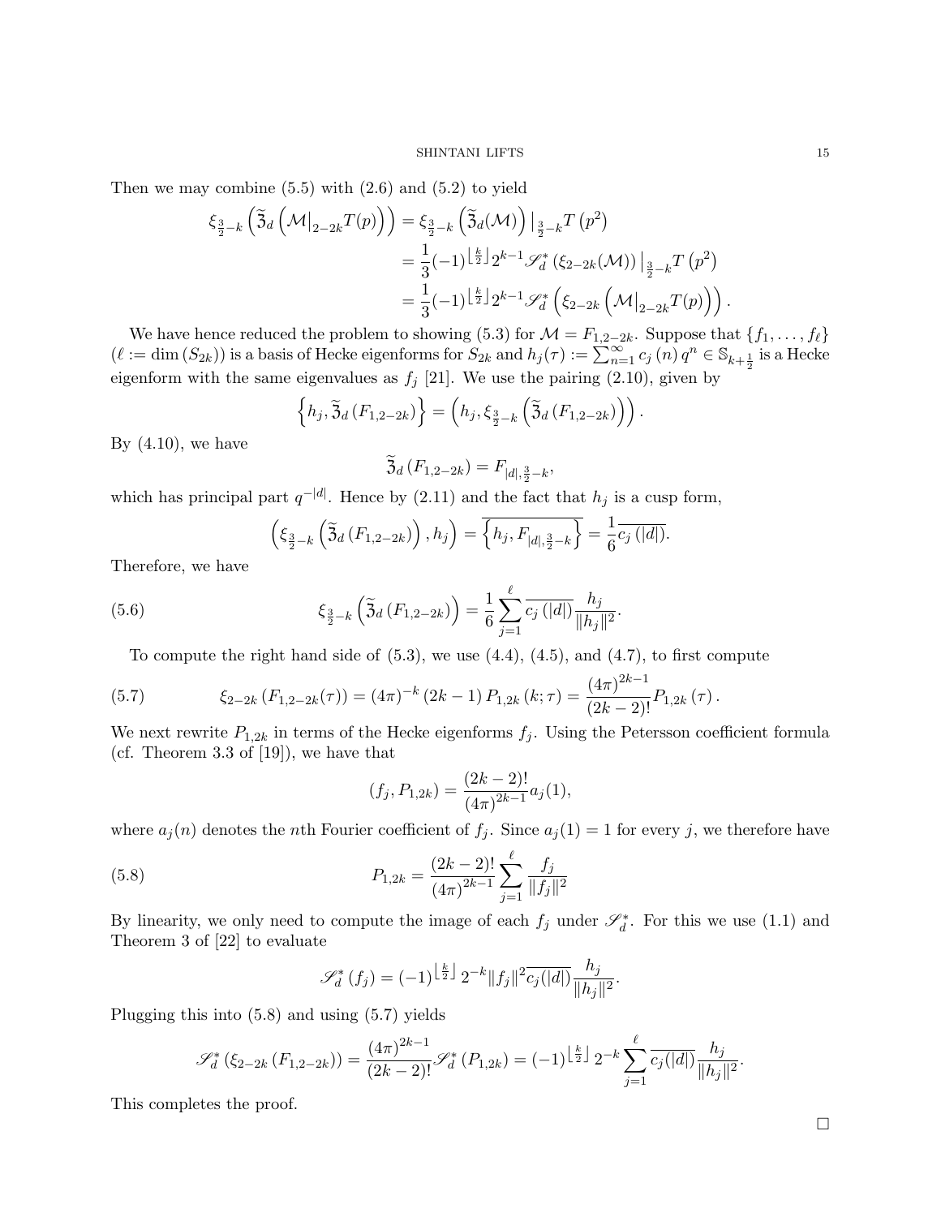Then we may combine (5.5) with (2.6) and (5.2) to yield

$$\begin{aligned}
\xi_{\frac{3}{2}-k}\left(\widetilde{\mathfrak{Z}}_d\left(\mathcal{M}\big|_{2-2k}T(p)\right)\right) &= \xi_{\frac{3}{2}-k}\left(\widetilde{\mathfrak{Z}}_d(\mathcal{M})\right)\big|_{\frac{3}{2}-k}T\left(p^2\right)\\
&= \frac{1}{3}(-1)^{\left\lfloor\frac{k}{2}\right\rfloor}2^{k-1}\mathscr{S}_d^*\left(\xi_{2-2k}(\mathcal{M})\right)\big|_{\frac{3}{2}-k}T\left(p^2\right)\\
&= \frac{1}{3}(-1)^{\left\lfloor\frac{k}{2}\right\rfloor}2^{k-1}\mathscr{S}_d^*\left(\xi_{2-2k}\left(\mathcal{M}\big|_{2-2k}T(p)\right)\right).
\end{aligned}$$

We have hence reduced the problem to showing (5.3) for $\mathcal{M}=F_{1,2-2k}$. Suppose that $\{f_1,\ldots,f_\ell\}$ ($\ell:=\dim\left(S_{2k}\right)$) is a basis of Hecke eigenforms for $S_{2k}$ and $h_j(\tau):=\sum_{n=1}^{\infty}c_j\left(n\right)q^n\in\mathbb{S}_{k+\frac{1}{2}}$ is a Hecke eigenform with the same eigenvalues as $f_j$ [21]. We use the pairing (2.10), given by

$$\left\{h_j,\widetilde{\mathfrak{Z}}_d\left(F_{1,2-2k}\right)\right\}=\left(h_j,\xi_{\frac{3}{2}-k}\left(\widetilde{\mathfrak{Z}}_d\left(F_{1,2-2k}\right)\right)\right).$$

By (4.10), we have

$$\widetilde{\mathfrak{Z}}_d\left(F_{1,2-2k}\right)=F_{|d|,\frac{3}{2}-k},$$

which has principal part $q^{-|d|}$. Hence by (2.11) and the fact that $h_j$ is a cusp form,

$$\left(\xi_{\frac{3}{2}-k}\left(\widetilde{\mathfrak{Z}}_d\left(F_{1,2-2k}\right)\right),h_j\right)=\overline{\left\{h_j,F_{|d|,\frac{3}{2}-k}\right\}}=\frac{1}{6}\overline{c_j\left(|d|\right)}.$$

Therefore, we have

$$\xi_{\frac{3}{2}-k}\left(\widetilde{\mathfrak{Z}}_d\left(F_{1,2-2k}\right)\right)=\frac{1}{6}\sum_{j=1}^{\ell}\overline{c_j\left(|d|\right)}\frac{h_j}{\|h_j\|^2}. \tag{5.6}$$

To compute the right hand side of (5.3), we use (4.4), (4.5), and (4.7), to first compute

$$\xi_{2-2k}\left(F_{1,2-2k}(\tau)\right)=(4\pi)^{-k}\left(2k-1\right)P_{1,2k}\left(k;\tau\right)=\frac{(4\pi)^{2k-1}}{(2k-2)!}P_{1,2k}\left(\tau\right). \tag{5.7}$$

We next rewrite $P_{1,2k}$ in terms of the Hecke eigenforms $f_j$. Using the Petersson coefficient formula (cf. Theorem 3.3 of [19]), we have that

$$\left(f_j,P_{1,2k}\right)=\frac{(2k-2)!}{(4\pi)^{2k-1}}a_j(1),$$

where $a_j(n)$ denotes the $n$th Fourier coefficient of $f_j$. Since $a_j(1)=1$ for every $j$, we therefore have

$$P_{1,2k}=\frac{(2k-2)!}{(4\pi)^{2k-1}}\sum_{j=1}^{\ell}\frac{f_j}{\|f_j\|^2} \tag{5.8}$$

By linearity, we only need to compute the image of each $f_j$ under $\mathscr{S}_d^*$. For this we use (1.1) and Theorem 3 of [22] to evaluate

$$\mathscr{S}_d^*\left(f_j\right)=(-1)^{\left\lfloor\frac{k}{2}\right\rfloor}2^{-k}\|f_j\|^2\overline{c_j(|d|)}\frac{h_j}{\|h_j\|^2}.$$

Plugging this into (5.8) and using (5.7) yields

$$\mathscr{S}_d^*\left(\xi_{2-2k}\left(F_{1,2-2k}\right)\right)=\frac{(4\pi)^{2k-1}}{(2k-2)!}\mathscr{S}_d^*\left(P_{1,2k}\right)=(-1)^{\left\lfloor\frac{k}{2}\right\rfloor}2^{-k}\sum_{j=1}^{\ell}\overline{c_j(|d|)}\frac{h_j}{\|h_j\|^2}.$$

This completes the proof. $\square$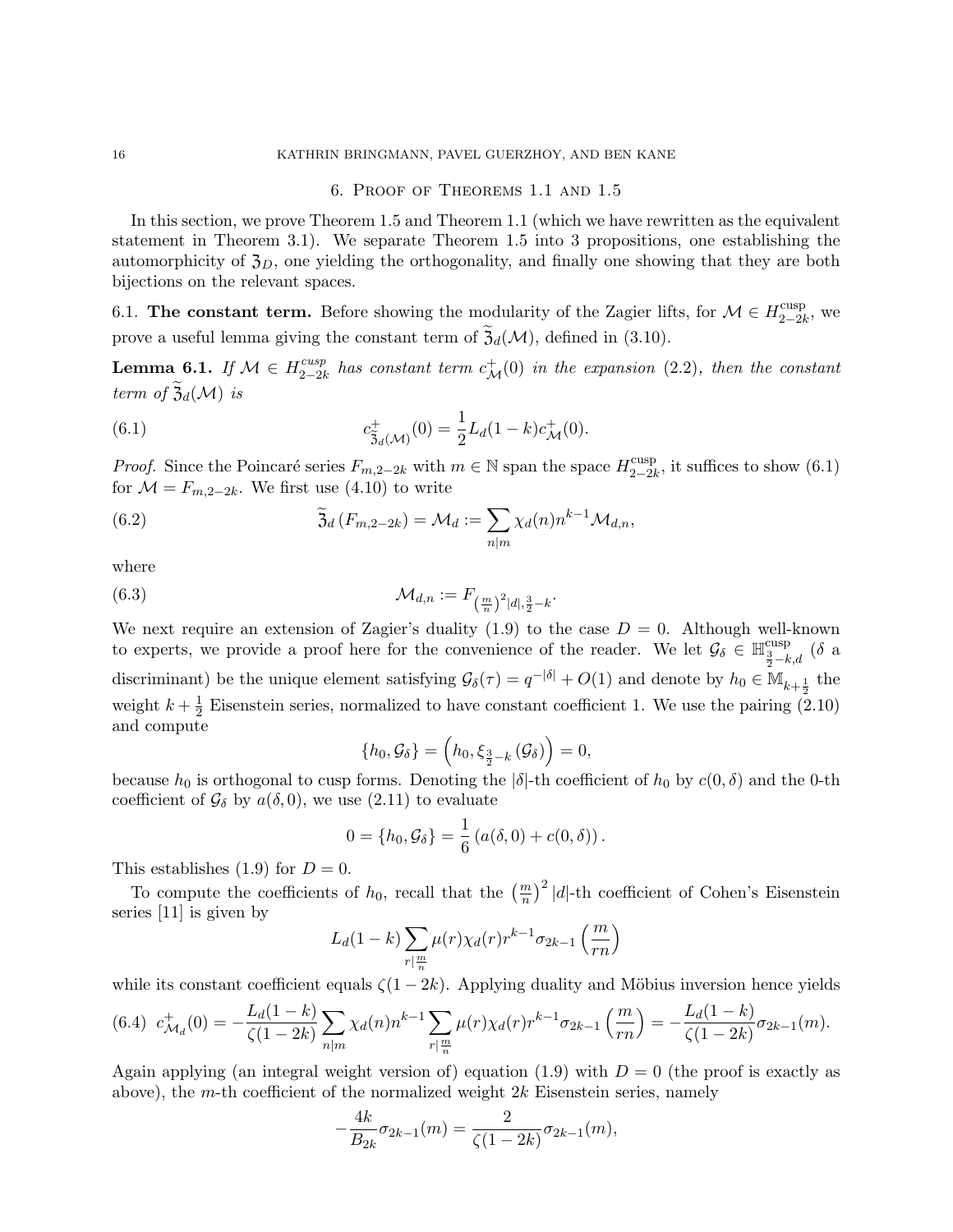## 6. Proof of Theorems 1.1 and 1.5

In this section, we prove Theorem 1.5 and Theorem 1.1 (which we have rewritten as the equivalent statement in Theorem 3.1). We separate Theorem 1.5 into 3 propositions, one establishing the automorphicity of $\mathfrak{Z}_D$, one yielding the orthogonality, and finally one showing that they are both bijections on the relevant spaces.

### 6.1. The constant term.

Before showing the modularity of the Zagier lifts, for $\mathcal{M} \in H_{2-2k}^{\mathrm{cusp}}$, we prove a useful lemma giving the constant term of $\widetilde{\mathfrak{Z}}_d(\mathcal{M})$, defined in (3.10).

**Lemma 6.1.** *If $\mathcal{M} \in H_{2-2k}^{cusp}$ has constant term $c_{\mathcal{M}}^+(0)$ in the expansion (2.2), then the constant term of $\widetilde{\mathfrak{Z}}_d(\mathcal{M})$ is*

$$c_{\widetilde{\mathfrak{Z}}_d(\mathcal{M})}^+(0) = \frac{1}{2} L_d(1-k) c_{\mathcal{M}}^+(0). \tag{6.1}$$

*Proof.* Since the Poincaré series $F_{m,2-2k}$ with $m \in \mathbb{N}$ span the space $H_{2-2k}^{\mathrm{cusp}}$, it suffices to show (6.1) for $\mathcal{M} = F_{m,2-2k}$. We first use (4.10) to write

$$\widetilde{\mathfrak{Z}}_d\left(F_{m,2-2k}\right) = \mathcal{M}_d := \sum_{n|m} \chi_d(n) n^{k-1} \mathcal{M}_{d,n}, \tag{6.2}$$

where

$$\mathcal{M}_{d,n} := F_{\left(\frac{m}{n}\right)^2|d|, \frac{3}{2}-k}. \tag{6.3}$$

We next require an extension of Zagier's duality (1.9) to the case $D = 0$. Although well-known to experts, we provide a proof here for the convenience of the reader. We let $\mathcal{G}_\delta \in \mathbb{H}_{\frac{3}{2}-k,d}^{\mathrm{cusp}}$ ($\delta$ a discriminant) be the unique element satisfying $\mathcal{G}_\delta(\tau) = q^{-|\delta|} + O(1)$ and denote by $h_0 \in \mathbb{M}_{k+\frac{1}{2}}$ the weight $k + \frac{1}{2}$ Eisenstein series, normalized to have constant coefficient 1. We use the pairing (2.10) and compute

$$\{h_0, \mathcal{G}_\delta\} = \left(h_0, \xi_{\frac{3}{2}-k}\left(\mathcal{G}_\delta\right)\right) = 0,$$

because $h_0$ is orthogonal to cusp forms. Denoting the $|\delta|$-th coefficient of $h_0$ by $c(0,\delta)$ and the 0-th coefficient of $\mathcal{G}_\delta$ by $a(\delta, 0)$, we use (2.11) to evaluate

$$0 = \{h_0, \mathcal{G}_\delta\} = \frac{1}{6}\left(a(\delta,0) + c(0,\delta)\right).$$

This establishes (1.9) for $D = 0$.

To compute the coefficients of $h_0$, recall that the $\left(\frac{m}{n}\right)^2|d|$-th coefficient of Cohen's Eisenstein series [11] is given by

$$L_d(1-k) \sum_{r | \frac{m}{n}} \mu(r) \chi_d(r) r^{k-1} \sigma_{2k-1}\left(\frac{m}{rn}\right)$$

while its constant coefficient equals $\zeta(1-2k)$. Applying duality and Möbius inversion hence yields

$$c_{\mathcal{M}_d}^+(0) = -\frac{L_d(1-k)}{\zeta(1-2k)} \sum_{n|m} \chi_d(n) n^{k-1} \sum_{r|\frac{m}{n}} \mu(r)\chi_d(r) r^{k-1} \sigma_{2k-1}\left(\frac{m}{rn}\right) = -\frac{L_d(1-k)}{\zeta(1-2k)} \sigma_{2k-1}(m). \tag{6.4}$$

Again applying (an integral weight version of) equation (1.9) with $D = 0$ (the proof is exactly as above), the $m$-th coefficient of the normalized weight $2k$ Eisenstein series, namely

$$-\frac{4k}{B_{2k}} \sigma_{2k-1}(m) = \frac{2}{\zeta(1-2k)} \sigma_{2k-1}(m),$$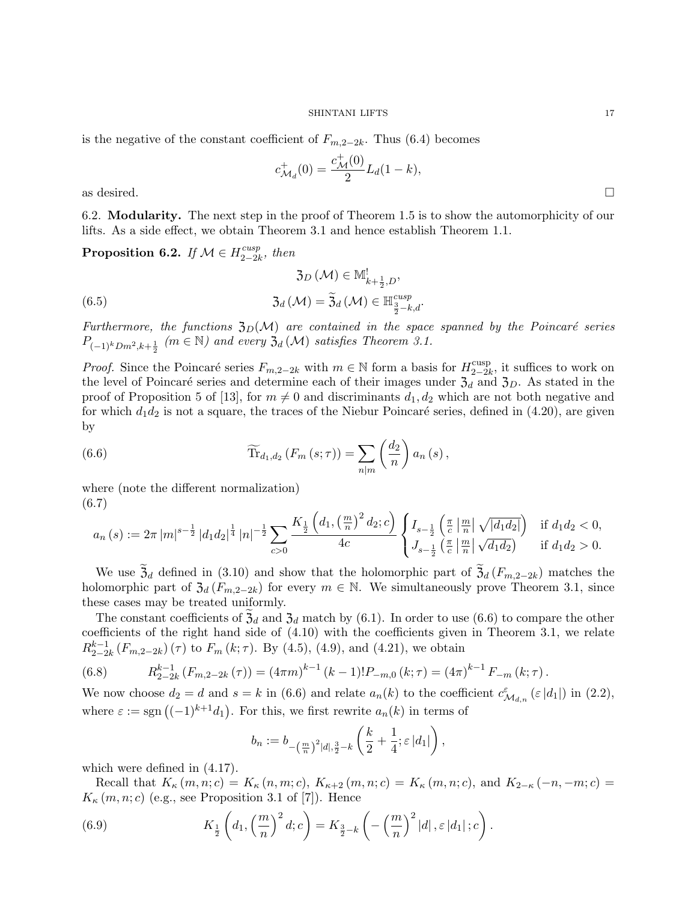is the negative of the constant coefficient of $F_{m,2-2k}$. Thus (6.4) becomes

$$c^+_{\mathcal{M}_d}(0) = \frac{c^+_{\mathcal{M}}(0)}{2} L_d(1-k),$$

as desired. □

### 6.2. **Modularity.**

The next step in the proof of Theorem 1.5 is to show the automorphicity of our lifts. As a side effect, we obtain Theorem 3.1 and hence establish Theorem 1.1.

**Proposition 6.2.** *If $\mathcal{M} \in H^{cusp}_{2-2k}$, then*

$$\mathfrak{Z}_D(\mathcal{M}) \in \mathbb{M}^!_{k+\frac{1}{2},D},$$

$$\mathfrak{Z}_d(\mathcal{M}) = \widetilde{\mathfrak{Z}}_d(\mathcal{M}) \in \mathbb{H}^{cusp}_{\frac{3}{2}-k,d}. \tag{6.5}$$

*Furthermore, the functions $\mathfrak{Z}_D(\mathcal{M})$ are contained in the space spanned by the Poincaré series $P_{(-1)^k Dm^2, k+\frac{1}{2}}$ ($m \in \mathbb{N}$) and every $\mathfrak{Z}_d(\mathcal{M})$ satisfies Theorem 3.1.*

*Proof.* Since the Poincaré series $F_{m,2-2k}$ with $m \in \mathbb{N}$ form a basis for $H^{\text{cusp}}_{2-2k}$, it suffices to work on the level of Poincaré series and determine each of their images under $\mathfrak{Z}_d$ and $\mathfrak{Z}_D$. As stated in the proof of Proposition 5 of [13], for $m \neq 0$ and discriminants $d_1, d_2$ which are not both negative and for which $d_1 d_2$ is not a square, the traces of the Niebur Poincaré series, defined in (4.20), are given by

$$\widetilde{\operatorname{Tr}}_{d_1,d_2}(F_m(s;\tau)) = \sum_{n|m} \left(\frac{d_2}{n}\right) a_n(s), \tag{6.6}$$

where (note the different normalization)

$$a_n(s) := 2\pi |m|^{s-\frac{1}{2}} |d_1 d_2|^{\frac{1}{4}} |n|^{-\frac{1}{2}} \sum_{c>0} \frac{K_{\frac{1}{2}}\left(d_1, \left(\frac{m}{n}\right)^2 d_2; c\right)}{4c} \begin{cases} I_{s-\frac{1}{2}}\left(\frac{\pi}{c}\left|\frac{m}{n}\right|\sqrt{|d_1 d_2|}\right) & \text{if } d_1 d_2 < 0, \\ J_{s-\frac{1}{2}}\left(\frac{\pi}{c}\left|\frac{m}{n}\right|\sqrt{d_1 d_2}\right) & \text{if } d_1 d_2 > 0. \end{cases} \tag{6.7}$$

We use $\widetilde{\mathfrak{Z}}_d$ defined in (3.10) and show that the holomorphic part of $\widetilde{\mathfrak{Z}}_d(F_{m,2-2k})$ matches the holomorphic part of $\mathfrak{Z}_d(F_{m,2-2k})$ for every $m \in \mathbb{N}$. We simultaneously prove Theorem 3.1, since these cases may be treated uniformly.

The constant coefficients of $\widetilde{\mathfrak{Z}}_d$ and $\mathfrak{Z}_d$ match by (6.1). In order to use (6.6) to compare the other coefficients of the right hand side of (4.10) with the coefficients given in Theorem 3.1, we relate $R^{k-1}_{2-2k}(F_{m,2-2k})(\tau)$ to $F_m(k;\tau)$. By (4.5), (4.9), and (4.21), we obtain

$$R^{k-1}_{2-2k}(F_{m,2-2k}(\tau)) = (4\pi m)^{k-1}(k-1)! P_{-m,0}(k;\tau) = (4\pi)^{k-1} F_{-m}(k;\tau). \tag{6.8}$$

We now choose $d_2 = d$ and $s = k$ in (6.6) and relate $a_n(k)$ to the coefficient $c^{\varepsilon}_{\mathcal{M}_{d,n}}(\varepsilon|d_1|)$ in (2.2), where $\varepsilon := \operatorname{sgn}\left((-1)^{k+1} d_1\right)$. For this, we first rewrite $a_n(k)$ in terms of

$$b_n := b_{-\left(\frac{m}{n}\right)^2 |d|, \frac{3}{2}-k}\left(\frac{k}{2} + \frac{1}{4}; \varepsilon|d_1|\right),$$

which were defined in (4.17).

Recall that $K_\kappa(m,n;c) = K_\kappa(n,m;c)$, $K_{\kappa+2}(m,n;c) = K_\kappa(m,n;c)$, and $K_{2-\kappa}(-n,-m;c) = K_\kappa(m,n;c)$ (e.g., see Proposition 3.1 of [7]). Hence

$$K_{\frac{1}{2}}\left(d_1, \left(\frac{m}{n}\right)^2 d; c\right) = K_{\frac{3}{2}-k}\left(-\left(\frac{m}{n}\right)^2 |d|, \varepsilon|d_1|; c\right). \tag{6.9}$$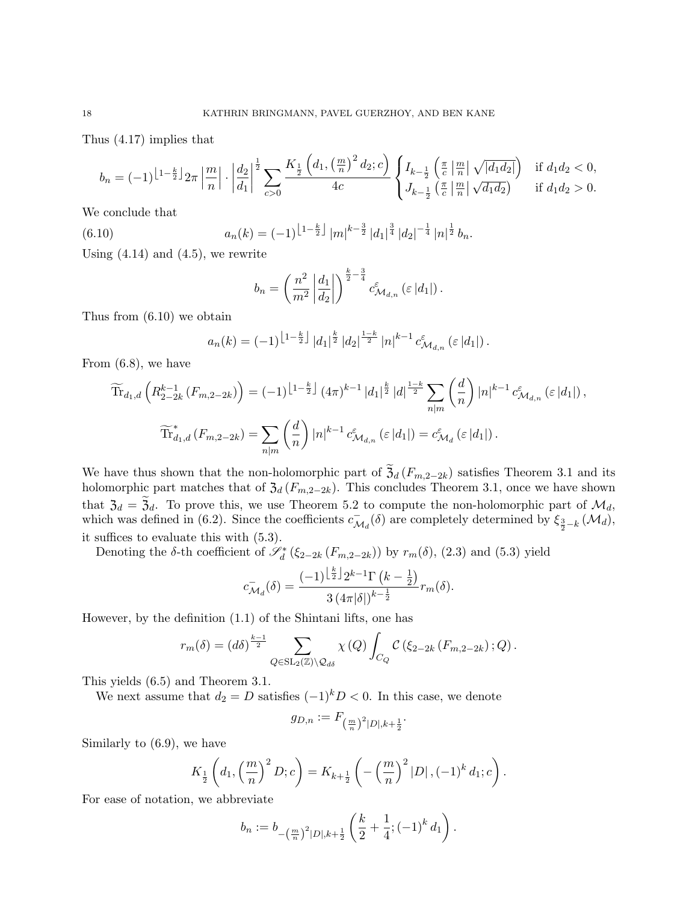Thus (4.17) implies that

$$b_n = (-1)^{\lfloor 1-\frac{k}{2}\rfloor} 2\pi \left|\frac{m}{n}\right| \cdot \left|\frac{d_2}{d_1}\right|^{\frac{1}{2}} \sum_{c>0} \frac{K_{\frac{1}{2}}\left(d_1, \left(\frac{m}{n}\right)^2 d_2; c\right)}{4c} \begin{cases} I_{k-\frac{1}{2}}\left(\frac{\pi}{c}\left|\frac{m}{n}\right|\sqrt{|d_1 d_2|}\right) & \text{if } d_1 d_2 < 0, \\ J_{k-\frac{1}{2}}\left(\frac{\pi}{c}\left|\frac{m}{n}\right|\sqrt{d_1 d_2}\right) & \text{if } d_1 d_2 > 0. \end{cases}$$

We conclude that

$$a_n(k) = (-1)^{\lfloor 1-\frac{k}{2}\rfloor} |m|^{k-\frac{3}{2}} |d_1|^{\frac{3}{4}} |d_2|^{-\frac{1}{4}} |n|^{\frac{1}{2}} b_n. \tag{6.10}$$

Using (4.14) and (4.5), we rewrite

$$b_n = \left(\frac{n^2}{m^2}\left|\frac{d_1}{d_2}\right|\right)^{\frac{k}{2}-\frac{3}{4}} c^{\varepsilon}_{\mathcal{M}_{d,n}}\left(\varepsilon |d_1|\right).$$

Thus from (6.10) we obtain

$$a_n(k) = (-1)^{\lfloor 1-\frac{k}{2}\rfloor} |d_1|^{\frac{k}{2}} |d_2|^{\frac{1-k}{2}} |n|^{k-1} c^{\varepsilon}_{\mathcal{M}_{d,n}}\left(\varepsilon |d_1|\right).$$

From (6.8), we have

$$\widetilde{\operatorname{Tr}}_{d_1,d}\left(R^{k-1}_{2-2k}\left(F_{m,2-2k}\right)\right) = (-1)^{\lfloor 1-\frac{k}{2}\rfloor} (4\pi)^{k-1} |d_1|^{\frac{k}{2}} |d|^{\frac{1-k}{2}} \sum_{n|m} \left(\frac{d}{n}\right) |n|^{k-1} c^{\varepsilon}_{\mathcal{M}_{d,n}}\left(\varepsilon |d_1|\right),$$

$$\widetilde{\operatorname{Tr}}^{*}_{d_1,d}\left(F_{m,2-2k}\right) = \sum_{n|m} \left(\frac{d}{n}\right) |n|^{k-1} c^{\varepsilon}_{\mathcal{M}_{d,n}}\left(\varepsilon |d_1|\right) = c^{\varepsilon}_{\mathcal{M}_{d}}\left(\varepsilon |d_1|\right).$$

We have thus shown that the non-holomorphic part of $\widetilde{\mathfrak{Z}}_d\left(F_{m,2-2k}\right)$ satisfies Theorem 3.1 and its holomorphic part matches that of $\mathfrak{Z}_d\left(F_{m,2-2k}\right)$. This concludes Theorem 3.1, once we have shown that $\mathfrak{Z}_d = \widetilde{\mathfrak{Z}}_d$. To prove this, we use Theorem 5.2 to compute the non-holomorphic part of $\mathcal{M}_d$, which was defined in (6.2). Since the coefficients $c^{-}_{\mathcal{M}_d}(\delta)$ are completely determined by $\xi_{\frac{3}{2}-k}\left(\mathcal{M}_d\right)$, it suffices to evaluate this with (5.3).

Denoting the $\delta$-th coefficient of $\mathscr{S}^{*}_d\left(\xi_{2-2k}\left(F_{m,2-2k}\right)\right)$ by $r_m(\delta)$, (2.3) and (5.3) yield

$$c^{-}_{\mathcal{M}_d}(\delta) = \frac{(-1)^{\lfloor \frac{k}{2}\rfloor} 2^{k-1} \Gamma\left(k-\frac{1}{2}\right)}{3\left(4\pi|\delta|\right)^{k-\frac{1}{2}}} r_m(\delta).$$

However, by the definition (1.1) of the Shintani lifts, one has

$$r_m(\delta) = (d\delta)^{\frac{k-1}{2}} \sum_{Q \in \mathrm{SL}_2(\mathbb{Z})\backslash \mathcal{Q}_{d\delta}} \chi(Q) \int_{C_Q} \mathcal{C}\left(\xi_{2-2k}\left(F_{m,2-2k}\right); Q\right).$$

This yields (6.5) and Theorem 3.1.

We next assume that $d_2 = D$ satisfies $(-1)^k D < 0$. In this case, we denote

$$g_{D,n} := F_{\left(\frac{m}{n}\right)^2 |D|, k+\frac{1}{2}}.$$

Similarly to (6.9), we have

$$K_{\frac{1}{2}}\left(d_1, \left(\frac{m}{n}\right)^2 D; c\right) = K_{k+\frac{1}{2}}\left(-\left(\frac{m}{n}\right)^2 |D|, (-1)^k d_1; c\right).$$

For ease of notation, we abbreviate

$$b_n := b_{-\left(\frac{m}{n}\right)^2 |D|, k+\frac{1}{2}}\left(\frac{k}{2}+\frac{1}{4}; (-1)^k d_1\right).$$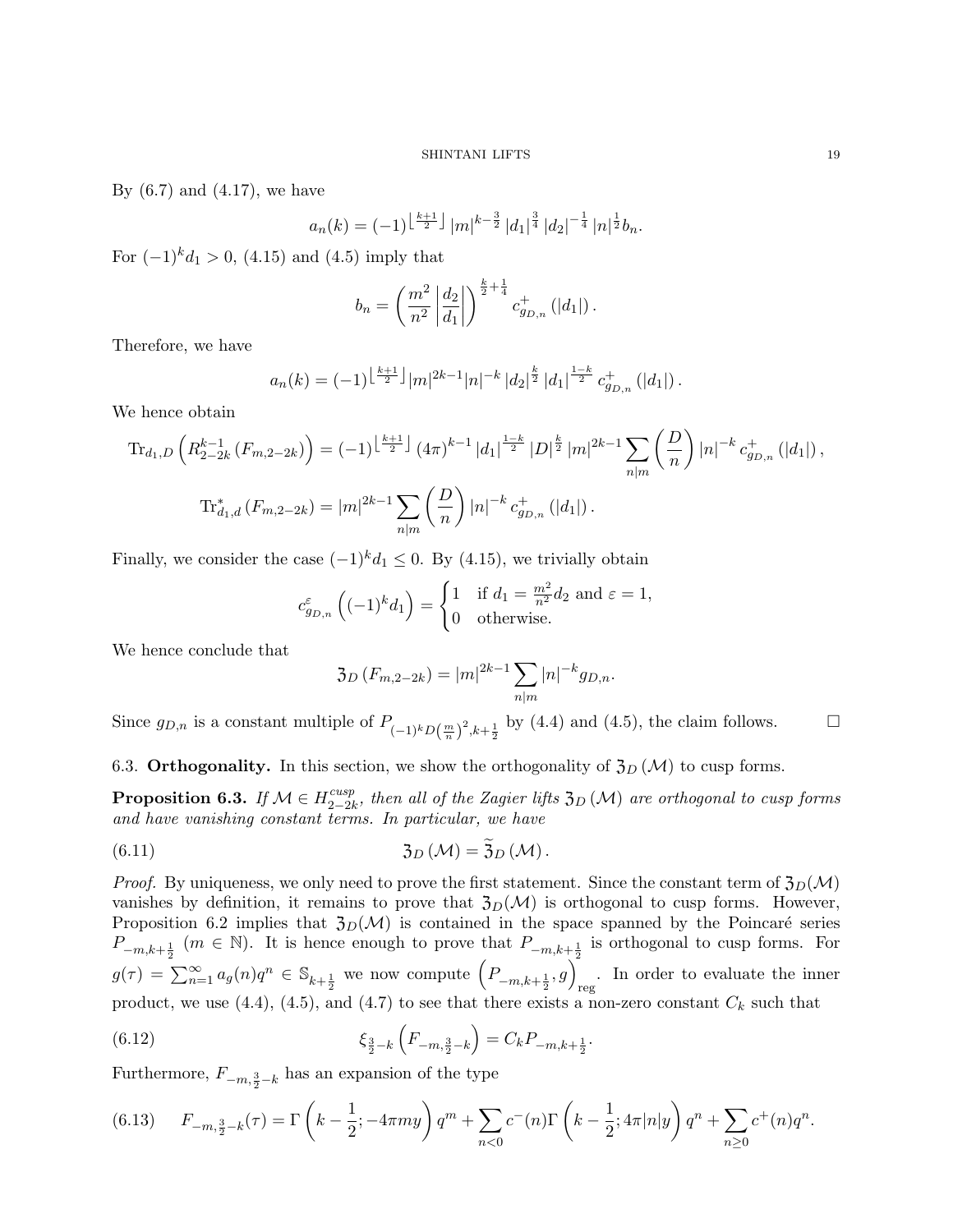By (6.7) and (4.17), we have

$$a_n(k) = (-1)^{\left\lfloor \frac{k+1}{2} \right\rfloor} |m|^{k-\frac{3}{2}} |d_1|^{\frac{3}{4}} |d_2|^{-\frac{1}{4}} |n|^{\frac{1}{2}} b_n.$$

For $(-1)^k d_1 > 0$, (4.15) and (4.5) imply that

$$b_n = \left( \frac{m^2}{n^2} \left| \frac{d_2}{d_1} \right| \right)^{\frac{k}{2}+\frac{1}{4}} c^+_{g_{D,n}}\left(|d_1|\right).$$

Therefore, we have

$$a_n(k) = (-1)^{\left\lfloor \frac{k+1}{2} \right\rfloor} |m|^{2k-1} |n|^{-k} |d_2|^{\frac{k}{2}} |d_1|^{\frac{1-k}{2}} c^+_{g_{D,n}}\left(|d_1|\right).$$

We hence obtain

$$\mathrm{Tr}_{d_1,D}\left( R^{k-1}_{2-2k}\left(F_{m,2-2k}\right)\right) = (-1)^{\left\lfloor \frac{k+1}{2} \right\rfloor} (4\pi)^{k-1} |d_1|^{\frac{1-k}{2}} |D|^{\frac{k}{2}} |m|^{2k-1} \sum_{n|m} \left(\frac{D}{n}\right) |n|^{-k} c^+_{g_{D,n}}\left(|d_1|\right),$$

$$\mathrm{Tr}^*_{d_1,d}\left(F_{m,2-2k}\right) = |m|^{2k-1} \sum_{n|m} \left(\frac{D}{n}\right) |n|^{-k} c^+_{g_{D,n}}\left(|d_1|\right).$$

Finally, we consider the case $(-1)^k d_1 \leq 0$. By (4.15), we trivially obtain

$$c^{\varepsilon}_{g_{D,n}}\left((-1)^k d_1\right) = \begin{cases} 1 & \text{if } d_1 = \frac{m^2}{n^2} d_2 \text{ and } \varepsilon = 1, \\ 0 & \text{otherwise.} \end{cases}$$

We hence conclude that

$$\mathfrak{Z}_D\left(F_{m,2-2k}\right) = |m|^{2k-1} \sum_{n|m} |n|^{-k} g_{D,n}.$$

Since $g_{D,n}$ is a constant multiple of $P_{(-1)^k D\left(\frac{m}{n}\right)^2, k+\frac{1}{2}}$ by (4.4) and (4.5), the claim follows. $\square$

## 6.3. Orthogonality.

In this section, we show the orthogonality of $\mathfrak{Z}_D\left(\mathcal{M}\right)$ to cusp forms.

**Proposition 6.3.** *If $\mathcal{M} \in H^{cusp}_{2-2k}$, then all of the Zagier lifts $\mathfrak{Z}_D\left(\mathcal{M}\right)$ are orthogonal to cusp forms and have vanishing constant terms. In particular, we have*

$$\mathfrak{Z}_D\left(\mathcal{M}\right) = \widetilde{\mathfrak{Z}}_D\left(\mathcal{M}\right). \tag{6.11}$$

*Proof.* By uniqueness, we only need to prove the first statement. Since the constant term of $\mathfrak{Z}_D(\mathcal{M})$ vanishes by definition, it remains to prove that $\mathfrak{Z}_D(\mathcal{M})$ is orthogonal to cusp forms. However, Proposition 6.2 implies that $\mathfrak{Z}_D(\mathcal{M})$ is contained in the space spanned by the Poincaré series $P_{-m,k+\frac{1}{2}}$ ($m \in \mathbb{N}$). It is hence enough to prove that $P_{-m,k+\frac{1}{2}}$ is orthogonal to cusp forms. For $g(\tau) = \sum_{n=1}^{\infty} a_g(n) q^n \in \mathbb{S}_{k+\frac{1}{2}}$ we now compute $\left(P_{-m,k+\frac{1}{2}}, g\right)_{\mathrm{reg}}$. In order to evaluate the inner product, we use (4.4), (4.5), and (4.7) to see that there exists a non-zero constant $C_k$ such that

$$\xi_{\frac{3}{2}-k}\left(F_{-m,\frac{3}{2}-k}\right) = C_k P_{-m,k+\frac{1}{2}}. \tag{6.12}$$

Furthermore, $F_{-m,\frac{3}{2}-k}$ has an expansion of the type

$$F_{-m,\frac{3}{2}-k}(\tau) = \Gamma\left(k-\frac{1}{2}; -4\pi m y\right) q^m + \sum_{n<0} c^-(n) \Gamma\left(k-\frac{1}{2}; 4\pi |n| y\right) q^n + \sum_{n\geq 0} c^+(n) q^n. \tag{6.13}$$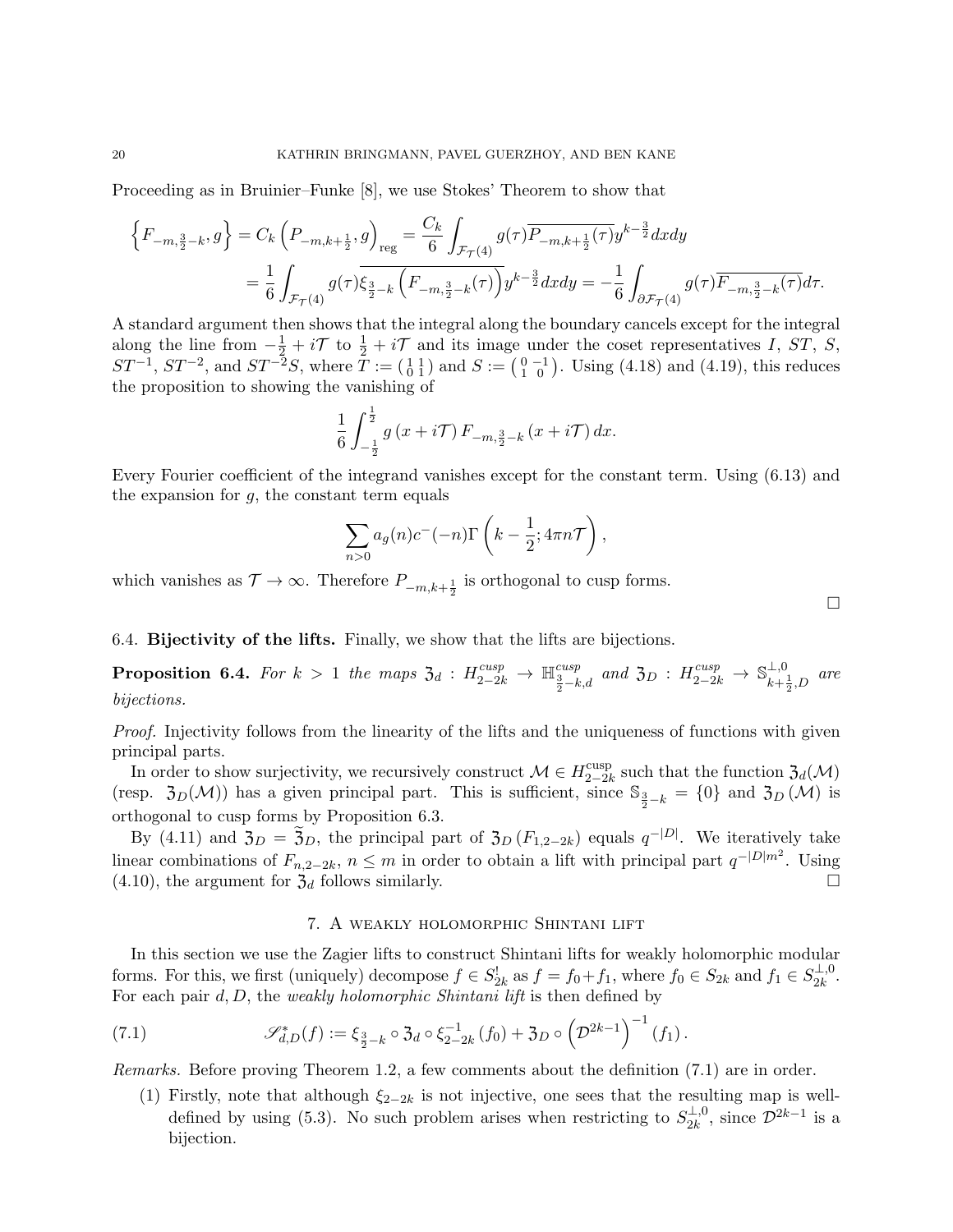Proceeding as in Bruinier–Funke [8], we use Stokes' Theorem to show that

$$\left\{F_{-m,\frac{3}{2}-k}, g\right\} = C_k \left(P_{-m,k+\frac{1}{2}}, g\right)_{\mathrm{reg}} = \frac{C_k}{6}\int_{\mathcal{F}_{\mathcal{T}}(4)} g(\tau)\overline{P_{-m,k+\frac{1}{2}}(\tau)} y^{k-\frac{3}{2}} dx dy$$
$$= \frac{1}{6}\int_{\mathcal{F}_{\mathcal{T}}(4)} g(\tau)\overline{\xi_{\frac{3}{2}-k}\left(F_{-m,\frac{3}{2}-k}(\tau)\right)} y^{k-\frac{3}{2}} dx dy = -\frac{1}{6}\int_{\partial\mathcal{F}_{\mathcal{T}}(4)} g(\tau)\overline{F_{-m,\frac{3}{2}-k}(\tau)} d\tau.$$

A standard argument then shows that the integral along the boundary cancels except for the integral along the line from $-\frac{1}{2}+i\mathcal{T}$ to $\frac{1}{2}+i\mathcal{T}$ and its image under the coset representatives $I$, $ST$, $S$, $ST^{-1}$, $ST^{-2}$, and $ST^{-2}S$, where $T := \left(\begin{smallmatrix}1 & 1\\ 0 & 1\end{smallmatrix}\right)$ and $S := \left(\begin{smallmatrix}0 & -1\\ 1 & 0\end{smallmatrix}\right)$. Using (4.18) and (4.19), this reduces the proposition to showing the vanishing of

$$\frac{1}{6}\int_{-\frac{1}{2}}^{\frac{1}{2}} g\left(x+i\mathcal{T}\right) F_{-m,\frac{3}{2}-k}\left(x+i\mathcal{T}\right) dx.$$

Every Fourier coefficient of the integrand vanishes except for the constant term. Using (6.13) and the expansion for $g$, the constant term equals

$$\sum_{n>0} a_g(n) c^{-}(-n)\Gamma\left(k-\frac{1}{2}; 4\pi n\mathcal{T}\right),$$

which vanishes as $\mathcal{T}\to\infty$. Therefore $P_{-m,k+\frac{1}{2}}$ is orthogonal to cusp forms. $\square$

6.4. **Bijectivity of the lifts.** Finally, we show that the lifts are bijections.

**Proposition 6.4.** *For $k>1$ the maps $\mathfrak{Z}_d : H_{2-2k}^{cusp} \to \mathbb{H}_{\frac{3}{2}-k,d}^{cusp}$ and $\mathfrak{Z}_D : H_{2-2k}^{cusp} \to \mathbb{S}_{k+\frac{1}{2},D}^{\perp,0}$ are bijections.*

*Proof.* Injectivity follows from the linearity of the lifts and the uniqueness of functions with given principal parts.

In order to show surjectivity, we recursively construct $\mathcal{M}\in H_{2-2k}^{\mathrm{cusp}}$ such that the function $\mathfrak{Z}_d(\mathcal{M})$ (resp. $\mathfrak{Z}_D(\mathcal{M})$) has a given principal part. This is sufficient, since $\mathbb{S}_{\frac{3}{2}-k} = \{0\}$ and $\mathfrak{Z}_D\left(\mathcal{M}\right)$ is orthogonal to cusp forms by Proposition 6.3.

By (4.11) and $\mathfrak{Z}_D = \widetilde{\mathfrak{Z}}_D$, the principal part of $\mathfrak{Z}_D\left(F_{1,2-2k}\right)$ equals $q^{-|D|}$. We iteratively take linear combinations of $F_{n,2-2k}$, $n\leq m$ in order to obtain a lift with principal part $q^{-|D|m^2}$. Using (4.10), the argument for $\mathfrak{Z}_d$ follows similarly. $\square$

## 7. A weakly holomorphic Shintani lift

In this section we use the Zagier lifts to construct Shintani lifts for weakly holomorphic modular forms. For this, we first (uniquely) decompose $f\in S_{2k}^!$ as $f = f_0+f_1$, where $f_0\in S_{2k}$ and $f_1\in S_{2k}^{\perp,0}$. For each pair $d, D$, the *weakly holomorphic Shintani lift* is then defined by

$$\mathscr{S}_{d,D}^{*}(f) := \xi_{\frac{3}{2}-k}\circ\mathfrak{Z}_d\circ\xi_{2-2k}^{-1}\left(f_0\right) + \mathfrak{Z}_D\circ\left(\mathcal{D}^{2k-1}\right)^{-1}\left(f_1\right). \tag{7.1}$$

*Remarks.* Before proving Theorem 1.2, a few comments about the definition (7.1) are in order.

(1) Firstly, note that although $\xi_{2-2k}$ is not injective, one sees that the resulting map is well-defined by using (5.3). No such problem arises when restricting to $S_{2k}^{\perp,0}$, since $\mathcal{D}^{2k-1}$ is a bijection.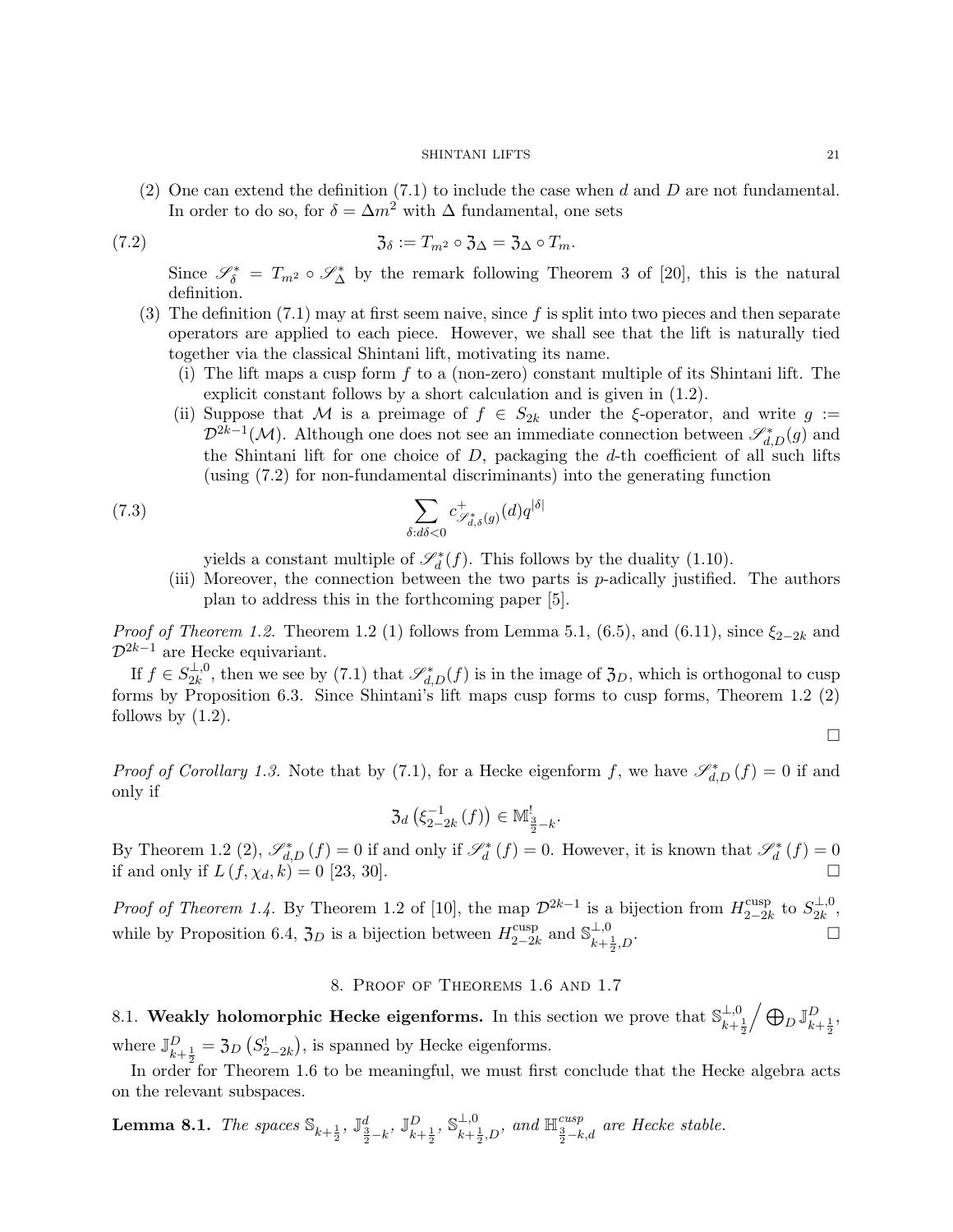(2) One can extend the definition (7.1) to include the case when $d$ and $D$ are not fundamental. In order to do so, for $\delta = \Delta m^2$ with $\Delta$ fundamental, one sets

$$\mathfrak{Z}_\delta := T_{m^2} \circ \mathfrak{Z}_\Delta = \mathfrak{Z}_\Delta \circ T_m. \tag{7.2}$$

Since $\mathscr{S}^*_\delta = T_{m^2} \circ \mathscr{S}^*_\Delta$ by the remark following Theorem 3 of [20], this is the natural definition.

(3) The definition (7.1) may at first seem naive, since $f$ is split into two pieces and then separate operators are applied to each piece. However, we shall see that the lift is naturally tied together via the classical Shintani lift, motivating its name.

   (i) The lift maps a cusp form $f$ to a (non-zero) constant multiple of its Shintani lift. The explicit constant follows by a short calculation and is given in (1.2).

   (ii) Suppose that $\mathcal{M}$ is a preimage of $f \in S_{2k}$ under the $\xi$-operator, and write $g := \mathcal{D}^{2k-1}(\mathcal{M})$. Although one does not see an immediate connection between $\mathscr{S}^*_{d,D}(g)$ and the Shintani lift for one choice of $D$, packaging the $d$-th coefficient of all such lifts (using (7.2) for non-fundamental discriminants) into the generating function

$$\sum_{\delta : d\delta < 0} c^+_{\mathscr{S}^*_{d,\delta}(g)}(d) q^{|\delta|} \tag{7.3}$$

   yields a constant multiple of $\mathscr{S}^*_d(f)$. This follows by the duality (1.10).

   (iii) Moreover, the connection between the two parts is $p$-adically justified. The authors plan to address this in the forthcoming paper [5].

*Proof of Theorem 1.2.* Theorem 1.2 (1) follows from Lemma 5.1, (6.5), and (6.11), since $\xi_{2-2k}$ and $\mathcal{D}^{2k-1}$ are Hecke equivariant.

If $f \in S^{\perp,0}_{2k}$, then we see by (7.1) that $\mathscr{S}^*_{d,D}(f)$ is in the image of $\mathfrak{Z}_D$, which is orthogonal to cusp forms by Proposition 6.3. Since Shintani's lift maps cusp forms to cusp forms, Theorem 1.2 (2) follows by (1.2).

□

*Proof of Corollary 1.3.* Note that by (7.1), for a Hecke eigenform $f$, we have $\mathscr{S}^*_{d,D}(f) = 0$ if and only if

$$\mathfrak{Z}_d\left(\xi^{-1}_{2-2k}(f)\right) \in \mathbb{M}^!_{\frac{3}{2}-k}.$$

By Theorem 1.2 (2), $\mathscr{S}^*_{d,D}(f) = 0$ if and only if $\mathscr{S}^*_d(f) = 0$. However, it is known that $\mathscr{S}^*_d(f) = 0$ if and only if $L(f, \chi_d, k) = 0$ [23, 30]. □

*Proof of Theorem 1.4.* By Theorem 1.2 of [10], the map $\mathcal{D}^{2k-1}$ is a bijection from $H^{\mathrm{cusp}}_{2-2k}$ to $S^{\perp,0}_{2k}$, while by Proposition 6.4, $\mathfrak{Z}_D$ is a bijection between $H^{\mathrm{cusp}}_{2-2k}$ and $\mathbb{S}^{\perp,0}_{k+\frac{1}{2},D}$. □

## 8. Proof of Theorems 1.6 and 1.7

8.1. **Weakly holomorphic Hecke eigenforms.** In this section we prove that $\mathbb{S}^{\perp,0}_{k+\frac{1}{2}} \Big/ \bigoplus_D \mathbb{J}^D_{k+\frac{1}{2}}$, where $\mathbb{J}^D_{k+\frac{1}{2}} = \mathfrak{Z}_D\left(S^!_{2-2k}\right)$, is spanned by Hecke eigenforms.

In order for Theorem 1.6 to be meaningful, we must first conclude that the Hecke algebra acts on the relevant subspaces.

**Lemma 8.1.** *The spaces $\mathbb{S}_{k+\frac{1}{2}}$, $\mathbb{J}^d_{\frac{3}{2}-k}$, $\mathbb{J}^D_{k+\frac{1}{2}}$, $\mathbb{S}^{\perp,0}_{k+\frac{1}{2},D}$, and $\mathbb{H}^{cusp}_{\frac{3}{2}-k,d}$ are Hecke stable.*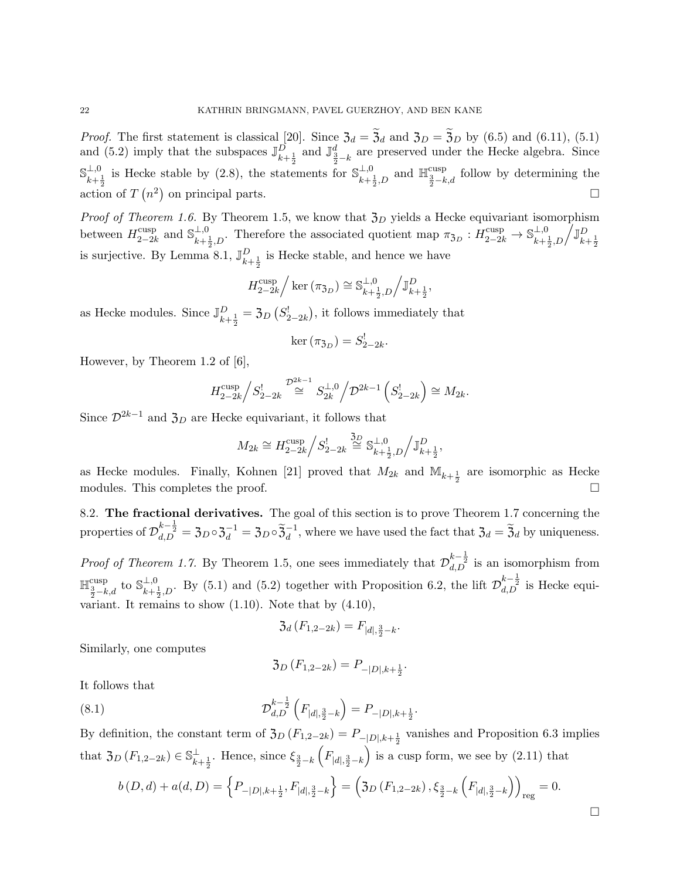*Proof.* The first statement is classical [20]. Since $\mathfrak{z}_d = \widetilde{\mathfrak{z}}_d$ and $\mathfrak{z}_D = \widetilde{\mathfrak{z}}_D$ by (6.5) and (6.11), (5.1) and (5.2) imply that the subspaces $\mathbb{J}^D_{k+\frac{1}{2}}$ and $\mathbb{J}^d_{\frac{3}{2}-k}$ are preserved under the Hecke algebra. Since $\mathbb{S}^{\perp,0}_{k+\frac{1}{2}}$ is Hecke stable by (2.8), the statements for $\mathbb{S}^{\perp,0}_{k+\frac{1}{2},D}$ and $\mathbb{H}^{\text{cusp}}_{\frac{3}{2}-k,d}$ follow by determining the action of $T\left(n^2\right)$ on principal parts. $\square$

*Proof of Theorem 1.6.* By Theorem 1.5, we know that $\mathfrak{z}_D$ yields a Hecke equivariant isomorphism between $H^{\text{cusp}}_{2-2k}$ and $\mathbb{S}^{\perp,0}_{k+\frac{1}{2},D}$. Therefore the associated quotient map $\pi_{\mathfrak{z}_D} : H^{\text{cusp}}_{2-2k} \to \mathbb{S}^{\perp,0}_{k+\frac{1}{2},D}\Big/\mathbb{J}^D_{k+\frac{1}{2}}$ is surjective. By Lemma 8.1, $\mathbb{J}^D_{k+\frac{1}{2}}$ is Hecke stable, and hence we have

$$H^{\text{cusp}}_{2-2k}\Big/\ker\left(\pi_{\mathfrak{z}_D}\right) \cong \mathbb{S}^{\perp,0}_{k+\frac{1}{2},D}\Big/\mathbb{J}^D_{k+\frac{1}{2}},$$

as Hecke modules. Since $\mathbb{J}^D_{k+\frac{1}{2}} = \mathfrak{z}_D\left(S^!_{2-2k}\right)$, it follows immediately that

$$\ker\left(\pi_{\mathfrak{z}_D}\right) = S^!_{2-2k}.$$

However, by Theorem 1.2 of [6],

$$H^{\text{cusp}}_{2-2k}\Big/S^!_{2-2k} \overset{\mathcal{D}^{2k-1}}{\cong} S^{\perp,0}_{2k}\Big/\mathcal{D}^{2k-1}\left(S^!_{2-2k}\right) \cong M_{2k}.$$

Since $\mathcal{D}^{2k-1}$ and $\mathfrak{z}_D$ are Hecke equivariant, it follows that

$$M_{2k} \cong H^{\text{cusp}}_{2-2k}\Big/S^!_{2-2k} \overset{\mathfrak{z}_D}{\cong} \mathbb{S}^{\perp,0}_{k+\frac{1}{2},D}\Big/\mathbb{J}^D_{k+\frac{1}{2}},$$

as Hecke modules. Finally, Kohnen [21] proved that $M_{2k}$ and $\mathbb{M}_{k+\frac{1}{2}}$ are isomorphic as Hecke modules. This completes the proof. $\square$

8.2. **The fractional derivatives.** The goal of this section is to prove Theorem 1.7 concerning the properties of $\mathcal{D}^{k-\frac{1}{2}}_{d,D} = \mathfrak{z}_D \circ \mathfrak{z}_d^{-1} = \mathfrak{z}_D \circ \widetilde{\mathfrak{z}}_d^{-1}$, where we have used the fact that $\mathfrak{z}_d = \widetilde{\mathfrak{z}}_d$ by uniqueness.

*Proof of Theorem 1.7.* By Theorem 1.5, one sees immediately that $\mathcal{D}^{k-\frac{1}{2}}_{d,D}$ is an isomorphism from $\mathbb{H}^{\text{cusp}}_{\frac{3}{2}-k,d}$ to $\mathbb{S}^{\perp,0}_{k+\frac{1}{2},D}$. By (5.1) and (5.2) together with Proposition 6.2, the lift $\mathcal{D}^{k-\frac{1}{2}}_{d,D}$ is Hecke equivariant. It remains to show (1.10). Note that by (4.10),

$$\mathfrak{z}_d\left(F_{1,2-2k}\right) = F_{|d|,\frac{3}{2}-k}.$$

Similarly, one computes

$$\mathfrak{z}_D\left(F_{1,2-2k}\right) = P_{-|D|,k+\frac{1}{2}}.$$

It follows that

$$\mathcal{D}^{k-\frac{1}{2}}_{d,D}\left(F_{|d|,\frac{3}{2}-k}\right) = P_{-|D|,k+\frac{1}{2}}. \tag{8.1}$$

By definition, the constant term of $\mathfrak{z}_D\left(F_{1,2-2k}\right) = P_{-|D|,k+\frac{1}{2}}$ vanishes and Proposition 6.3 implies that $\mathfrak{z}_D\left(F_{1,2-2k}\right) \in \mathbb{S}^{\perp}_{k+\frac{1}{2}}$. Hence, since $\xi_{\frac{3}{2}-k}\left(F_{|d|,\frac{3}{2}-k}\right)$ is a cusp form, we see by (2.11) that

$$b\left(D,d\right) + a(d,D) = \left\{P_{-|D|,k+\frac{1}{2}}, F_{|d|,\frac{3}{2}-k}\right\} = \left(\mathfrak{z}_D\left(F_{1,2-2k}\right), \xi_{\frac{3}{2}-k}\left(F_{|d|,\frac{3}{2}-k}\right)\right)_{\text{reg}} = 0.$$

$\square$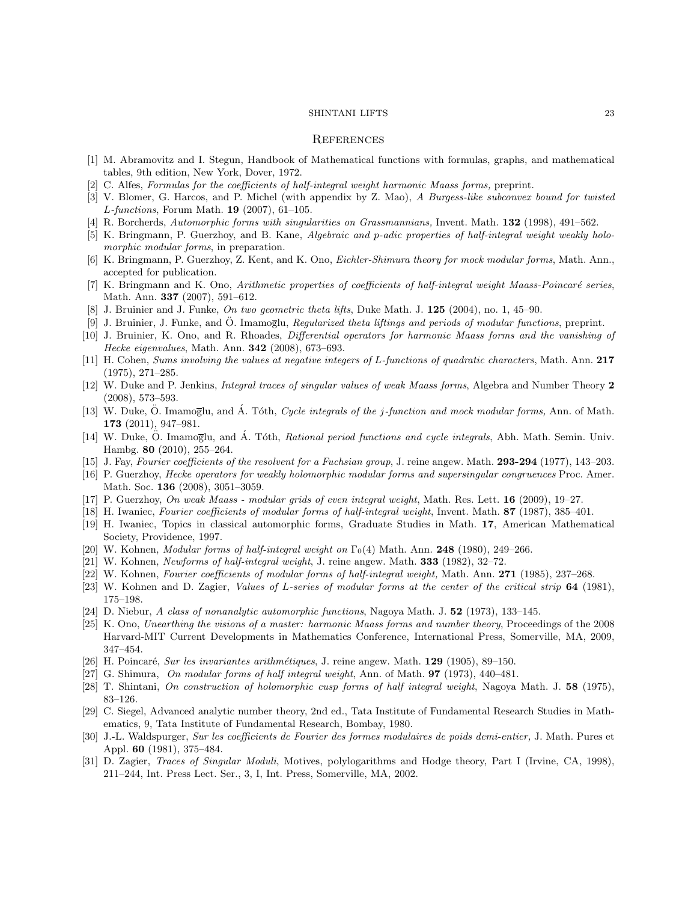## References

[1] M. Abramovitz and I. Stegun, Handbook of Mathematical functions with formulas, graphs, and mathematical tables, 9th edition, New York, Dover, 1972.

[2] C. Alfes, *Formulas for the coefficients of half-integral weight harmonic Maass forms,* preprint.

[3] V. Blomer, G. Harcos, and P. Michel (with appendix by Z. Mao), *A Burgess-like subconvex bound for twisted L-functions*, Forum Math. **19** (2007), 61–105.

[4] R. Borcherds, *Automorphic forms with singularities on Grassmannians,* Invent. Math. **132** (1998), 491–562.

[5] K. Bringmann, P. Guerzhoy, and B. Kane, *Algebraic and p-adic properties of half-integral weight weakly holomorphic modular forms*, in preparation.

[6] K. Bringmann, P. Guerzhoy, Z. Kent, and K. Ono, *Eichler-Shimura theory for mock modular forms*, Math. Ann., accepted for publication.

[7] K. Bringmann and K. Ono, *Arithmetic properties of coefficients of half-integral weight Maass-Poincaré series*, Math. Ann. **337** (2007), 591–612.

[8] J. Bruinier and J. Funke, *On two geometric theta lifts*, Duke Math. J. **125** (2004), no. 1, 45–90.

[9] J. Bruinier, J. Funke, and Ö. Imamoḡlu, *Regularized theta liftings and periods of modular functions*, preprint.

[10] J. Bruinier, K. Ono, and R. Rhoades, *Differential operators for harmonic Maass forms and the vanishing of Hecke eigenvalues*, Math. Ann. **342** (2008), 673–693.

[11] H. Cohen, *Sums involving the values at negative integers of L-functions of quadratic characters*, Math. Ann. **217** (1975), 271–285.

[12] W. Duke and P. Jenkins, *Integral traces of singular values of weak Maass forms*, Algebra and Number Theory **2** (2008), 573–593.

[13] W. Duke, Ö. Imamoḡlu, and Á. Tóth, *Cycle integrals of the j-function and mock modular forms,* Ann. of Math. **173** (2011), 947–981.

[14] W. Duke, Ö. Imamoḡlu, and Á. Tóth, *Rational period functions and cycle integrals*, Abh. Math. Semin. Univ. Hambg. **80** (2010), 255–264.

[15] J. Fay, *Fourier coefficients of the resolvent for a Fuchsian group*, J. reine angew. Math. **293-294** (1977), 143–203.

[16] P. Guerzhoy, *Hecke operators for weakly holomorphic modular forms and supersingular congruences* Proc. Amer. Math. Soc. **136** (2008), 3051–3059.

[17] P. Guerzhoy, *On weak Maass - modular grids of even integral weight*, Math. Res. Lett. **16** (2009), 19–27.

[18] H. Iwaniec, *Fourier coefficients of modular forms of half-integral weight*, Invent. Math. **87** (1987), 385–401.

[19] H. Iwaniec, Topics in classical automorphic forms, Graduate Studies in Math. **17**, American Mathematical Society, Providence, 1997.

[20] W. Kohnen, *Modular forms of half-integral weight on* $\Gamma_0(4)$ Math. Ann. **248** (1980), 249–266.

[21] W. Kohnen, *Newforms of half-integral weight,* J. reine angew. Math. **333** (1982), 32–72.

[22] W. Kohnen, *Fourier coefficients of modular forms of half-integral weight,* Math. Ann. **271** (1985), 237–268.

[23] W. Kohnen and D. Zagier, *Values of L-series of modular forms at the center of the critical strip* **64** (1981), 175–198.

[24] D. Niebur, *A class of nonanalytic automorphic functions*, Nagoya Math. J. **52** (1973), 133–145.

[25] K. Ono, *Unearthing the visions of a master: harmonic Maass forms and number theory*, Proceedings of the 2008 Harvard-MIT Current Developments in Mathematics Conference, International Press, Somerville, MA, 2009, 347–454.

[26] H. Poincaré, *Sur les invariantes arithmétiques*, J. reine angew. Math. **129** (1905), 89–150.

[27] G. Shimura, *On modular forms of half integral weight*, Ann. of Math. **97** (1973), 440–481.

[28] T. Shintani, *On construction of holomorphic cusp forms of half integral weight*, Nagoya Math. J. **58** (1975), 83–126.

[29] C. Siegel, Advanced analytic number theory, 2nd ed., Tata Institute of Fundamental Research Studies in Mathematics, 9, Tata Institute of Fundamental Research, Bombay, 1980.

[30] J.-L. Waldspurger, *Sur les coefficients de Fourier des formes modulaires de poids demi-entier,* J. Math. Pures et Appl. **60** (1981), 375–484.

[31] D. Zagier, *Traces of Singular Moduli*, Motives, polylogarithms and Hodge theory, Part I (Irvine, CA, 1998), 211–244, Int. Press Lect. Ser., 3, I, Int. Press, Somerville, MA, 2002.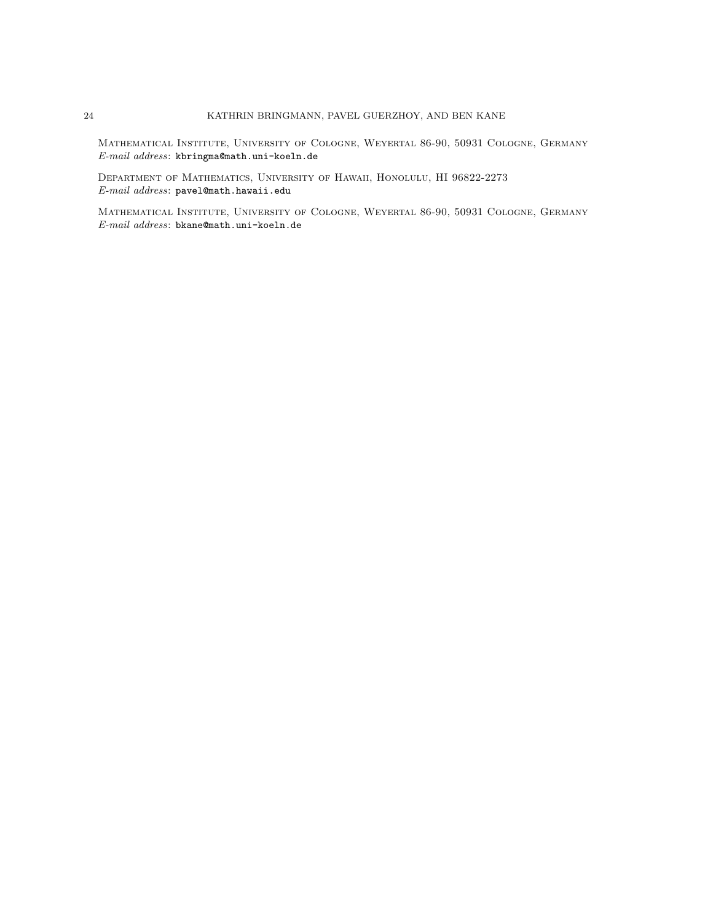Mathematical Institute, University of Cologne, Weyertal 86-90, 50931 Cologne, Germany
*E-mail address*: `kbringma@math.uni-koeln.de`

Department of Mathematics, University of Hawaii, Honolulu, HI 96822-2273
*E-mail address*: `pavel@math.hawaii.edu`

Mathematical Institute, University of Cologne, Weyertal 86-90, 50931 Cologne, Germany
*E-mail address*: `bkane@math.uni-koeln.de`